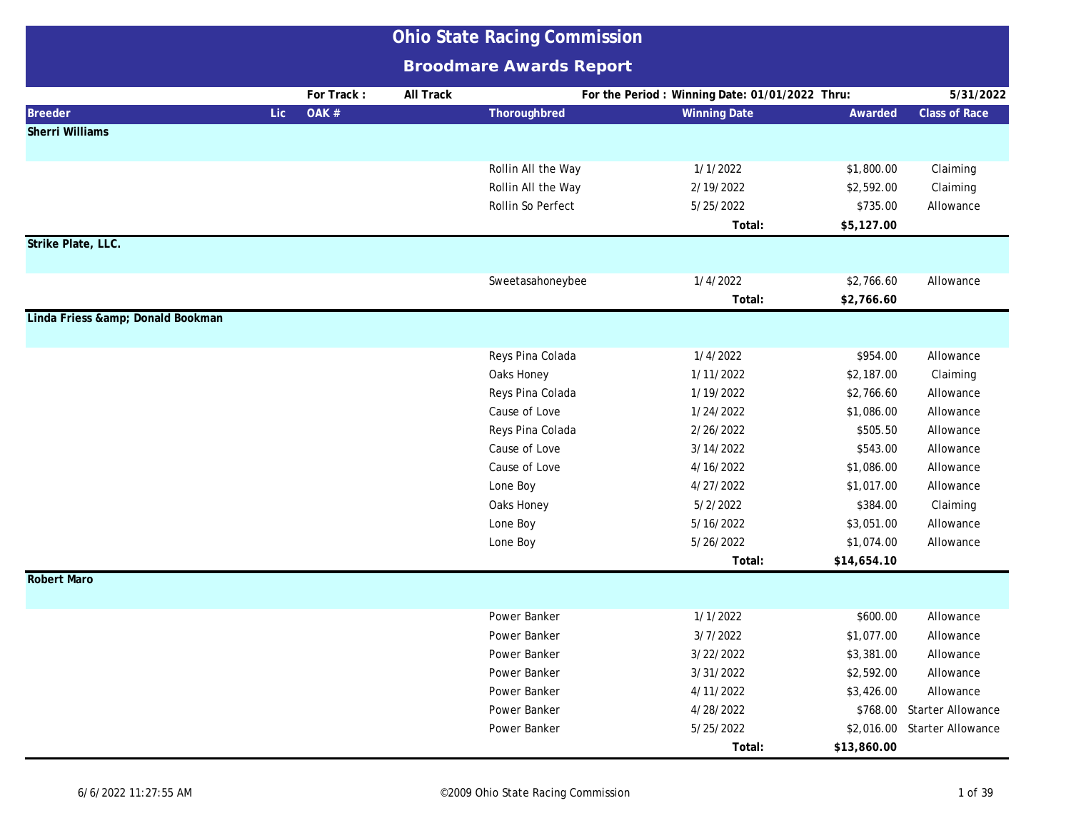# Ohio State Racing Commission

## Broodmare Awards Report

For Track : All Track

For the Period : Winning Date: 01/01/2022 Thru: 5/31/2022

| Breeder | Lic | OAK # | Thoroughbred | Winning Date | Awarded | Class of Race |
|---|---|---|---|---|---|---|
| **Sherri Williams** | | | | | | |
| | | | Rollin All the Way | 1/1/2022 | $1,800.00 | Claiming |
| | | | Rollin All the Way | 2/19/2022 | $2,592.00 | Claiming |
| | | | Rollin So Perfect | 5/25/2022 | $735.00 | Allowance |
| | | | | **Total:** | **$5,127.00** | |
| **Strike Plate, LLC.** | | | | | | |
| | | | Sweetasahoneybee | 1/4/2022 | $2,766.60 | Allowance |
| | | | | **Total:** | **$2,766.60** | |
| **Linda Friess &amp; Donald Bookman** | | | | | | |
| | | | Reys Pina Colada | 1/4/2022 | $954.00 | Allowance |
| | | | Oaks Honey | 1/11/2022 | $2,187.00 | Claiming |
| | | | Reys Pina Colada | 1/19/2022 | $2,766.60 | Allowance |
| | | | Cause of Love | 1/24/2022 | $1,086.00 | Allowance |
| | | | Reys Pina Colada | 2/26/2022 | $505.50 | Allowance |
| | | | Cause of Love | 3/14/2022 | $543.00 | Allowance |
| | | | Cause of Love | 4/16/2022 | $1,086.00 | Allowance |
| | | | Lone Boy | 4/27/2022 | $1,017.00 | Allowance |
| | | | Oaks Honey | 5/2/2022 | $384.00 | Claiming |
| | | | Lone Boy | 5/16/2022 | $3,051.00 | Allowance |
| | | | Lone Boy | 5/26/2022 | $1,074.00 | Allowance |
| | | | | **Total:** | **$14,654.10** | |
| **Robert Maro** | | | | | | |
| | | | Power Banker | 1/1/2022 | $600.00 | Allowance |
| | | | Power Banker | 3/7/2022 | $1,077.00 | Allowance |
| | | | Power Banker | 3/22/2022 | $3,381.00 | Allowance |
| | | | Power Banker | 3/31/2022 | $2,592.00 | Allowance |
| | | | Power Banker | 4/11/2022 | $3,426.00 | Allowance |
| | | | Power Banker | 4/28/2022 | $768.00 | Starter Allowance |
| | | | Power Banker | 5/25/2022 | $2,016.00 | Starter Allowance |
| | | | | **Total:** | **$13,860.00** | |

6/6/2022 11:27:55 AM ©2009 Ohio State Racing Commission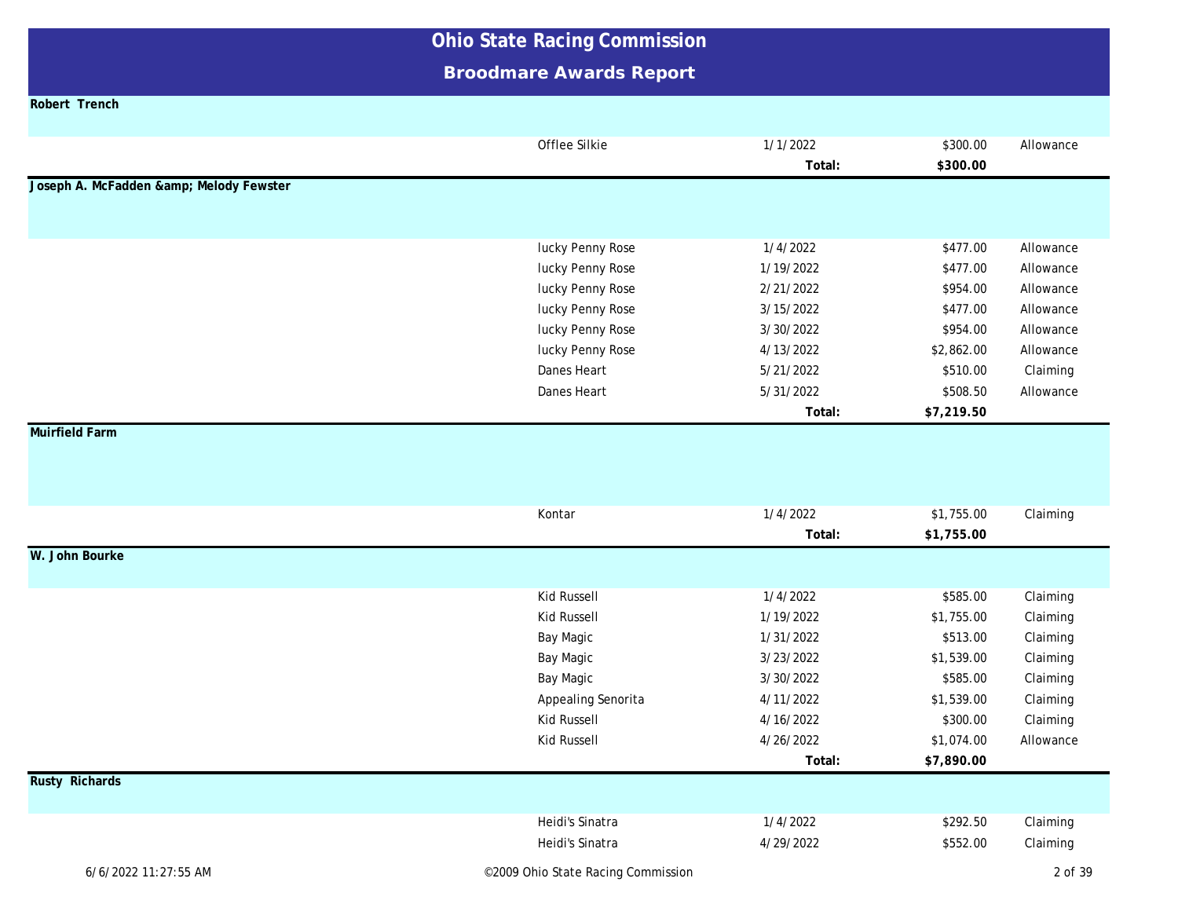# Ohio State Racing Commission

## Broodmare Awards Report

**Robert Trench**

| Horse | Date | Amount | Type |
|---|---|---|---|
| Offlee Silkie | 1/1/2022 | $300.00 | Allowance |
| | **Total:** | **$300.00** | |

**Joseph A. McFadden &amp; Melody Fewster**

| Horse | Date | Amount | Type |
|---|---|---|---|
| lucky Penny Rose | 1/4/2022 | $477.00 | Allowance |
| lucky Penny Rose | 1/19/2022 | $477.00 | Allowance |
| lucky Penny Rose | 2/21/2022 | $954.00 | Allowance |
| lucky Penny Rose | 3/15/2022 | $477.00 | Allowance |
| lucky Penny Rose | 3/30/2022 | $954.00 | Allowance |
| lucky Penny Rose | 4/13/2022 | $2,862.00 | Allowance |
| Danes Heart | 5/21/2022 | $510.00 | Claiming |
| Danes Heart | 5/31/2022 | $508.50 | Allowance |
| | **Total:** | **$7,219.50** | |

**Muirfield Farm**

| Horse | Date | Amount | Type |
|---|---|---|---|
| Kontar | 1/4/2022 | $1,755.00 | Claiming |
| | **Total:** | **$1,755.00** | |

**W. John Bourke**

| Horse | Date | Amount | Type |
|---|---|---|---|
| Kid Russell | 1/4/2022 | $585.00 | Claiming |
| Kid Russell | 1/19/2022 | $1,755.00 | Claiming |
| Bay Magic | 1/31/2022 | $513.00 | Claiming |
| Bay Magic | 3/23/2022 | $1,539.00 | Claiming |
| Bay Magic | 3/30/2022 | $585.00 | Claiming |
| Appealing Senorita | 4/11/2022 | $1,539.00 | Claiming |
| Kid Russell | 4/16/2022 | $300.00 | Claiming |
| Kid Russell | 4/26/2022 | $1,074.00 | Allowance |
| | **Total:** | **$7,890.00** | |

**Rusty Richards**

| Horse | Date | Amount | Type |
|---|---|---|---|
| Heidi's Sinatra | 1/4/2022 | $292.50 | Claiming |
| Heidi's Sinatra | 4/29/2022 | $552.00 | Claiming |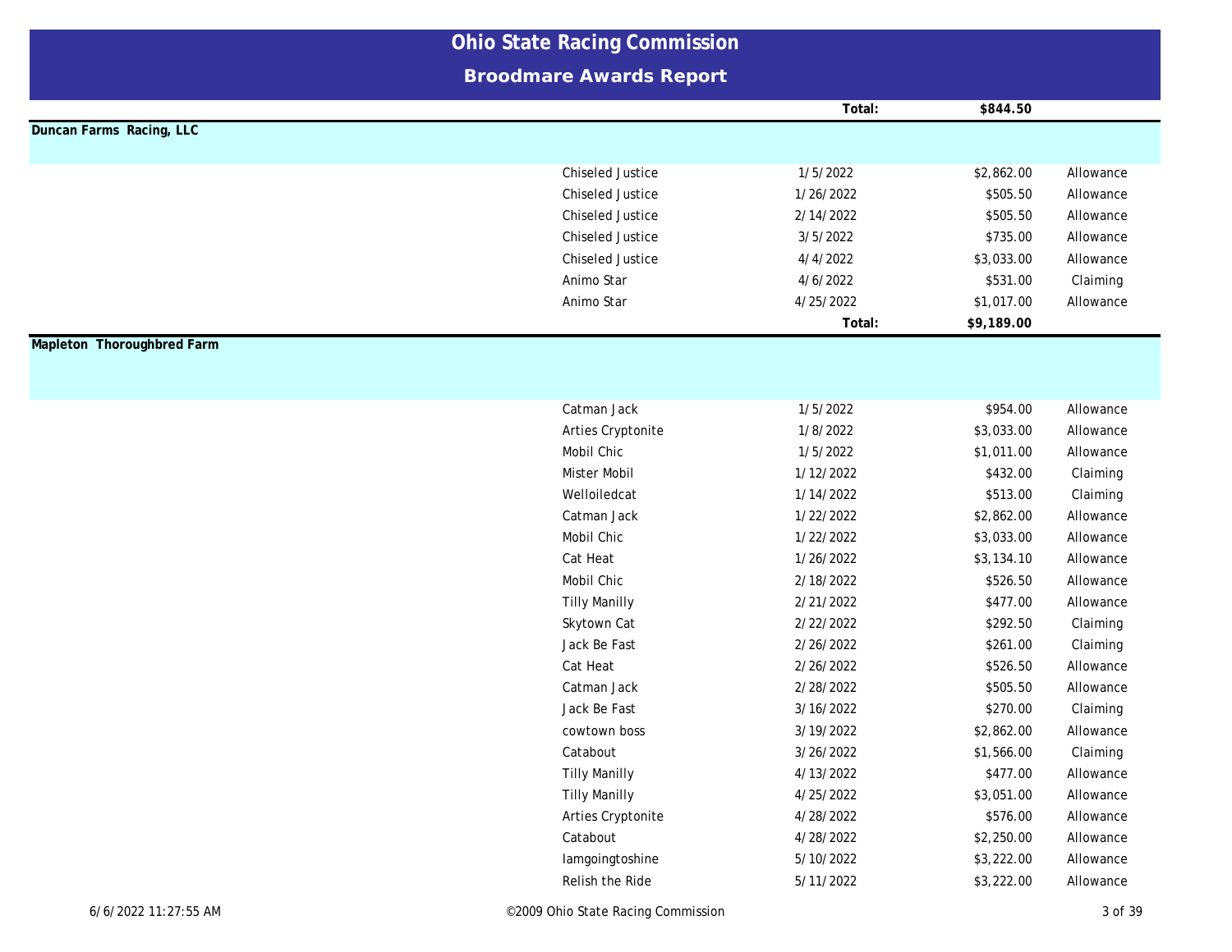# Ohio State Racing Commission

## Broodmare Awards Report

| | | Total: | $844.50 | |
|---|---|---|---|---|

**Duncan Farms Racing, LLC**

| | Horse | Date | Amount | Type |
|---|---|---|---|---|
| | Chiseled Justice | 1/5/2022 | $2,862.00 | Allowance |
| | Chiseled Justice | 1/26/2022 | $505.50 | Allowance |
| | Chiseled Justice | 2/14/2022 | $505.50 | Allowance |
| | Chiseled Justice | 3/5/2022 | $735.00 | Allowance |
| | Chiseled Justice | 4/4/2022 | $3,033.00 | Allowance |
| | Animo Star | 4/6/2022 | $531.00 | Claiming |
| | Animo Star | 4/25/2022 | $1,017.00 | Allowance |
| | | Total: | $9,189.00 | |

**Mapleton Thoroughbred Farm**

| | Horse | Date | Amount | Type |
|---|---|---|---|---|
| | Catman Jack | 1/5/2022 | $954.00 | Allowance |
| | Arties Cryptonite | 1/8/2022 | $3,033.00 | Allowance |
| | Mobil Chic | 1/5/2022 | $1,011.00 | Allowance |
| | Mister Mobil | 1/12/2022 | $432.00 | Claiming |
| | Welloiledcat | 1/14/2022 | $513.00 | Claiming |
| | Catman Jack | 1/22/2022 | $2,862.00 | Allowance |
| | Mobil Chic | 1/22/2022 | $3,033.00 | Allowance |
| | Cat Heat | 1/26/2022 | $3,134.10 | Allowance |
| | Mobil Chic | 2/18/2022 | $526.50 | Allowance |
| | Tilly Manilly | 2/21/2022 | $477.00 | Allowance |
| | Skytown Cat | 2/22/2022 | $292.50 | Claiming |
| | Jack Be Fast | 2/26/2022 | $261.00 | Claiming |
| | Cat Heat | 2/26/2022 | $526.50 | Allowance |
| | Catman Jack | 2/28/2022 | $505.50 | Allowance |
| | Jack Be Fast | 3/16/2022 | $270.00 | Claiming |
| | cowtown boss | 3/19/2022 | $2,862.00 | Allowance |
| | Catabout | 3/26/2022 | $1,566.00 | Claiming |
| | Tilly Manilly | 4/13/2022 | $477.00 | Allowance |
| | Tilly Manilly | 4/25/2022 | $3,051.00 | Allowance |
| | Arties Cryptonite | 4/28/2022 | $576.00 | Allowance |
| | Catabout | 4/28/2022 | $2,250.00 | Allowance |
| | Iamgoingtoshine | 5/10/2022 | $3,222.00 | Allowance |
| | Relish the Ride | 5/11/2022 | $3,222.00 | Allowance |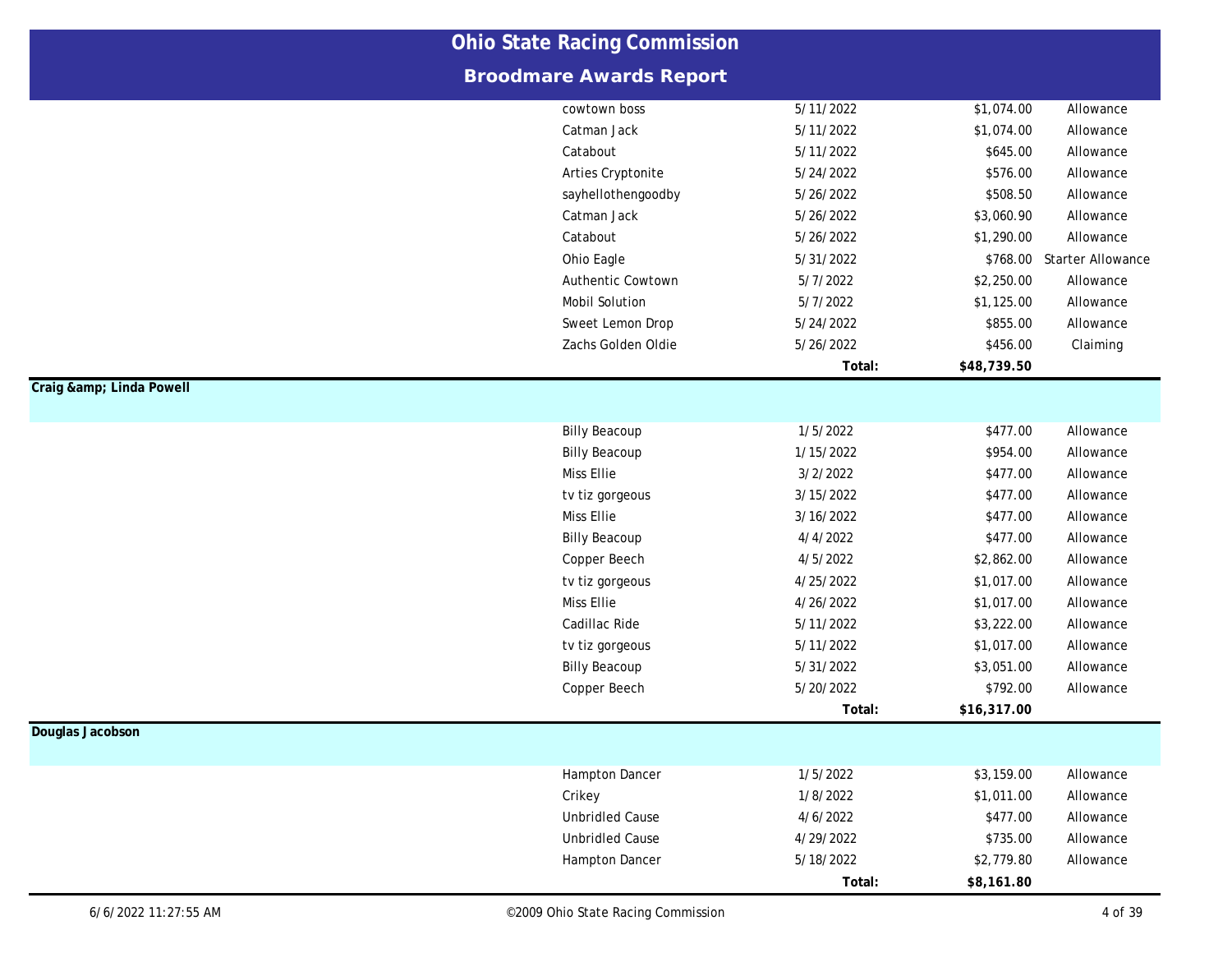# Ohio State Racing Commission

## Broodmare Awards Report

| Horse | Date | Amount | Type |
|---|---|---|---|
| cowtown boss | 5/11/2022 | $1,074.00 | Allowance |
| Catman Jack | 5/11/2022 | $1,074.00 | Allowance |
| Catabout | 5/11/2022 | $645.00 | Allowance |
| Arties Cryptonite | 5/24/2022 | $576.00 | Allowance |
| sayhellothengoodby | 5/26/2022 | $508.50 | Allowance |
| Catman Jack | 5/26/2022 | $3,060.90 | Allowance |
| Catabout | 5/26/2022 | $1,290.00 | Allowance |
| Ohio Eagle | 5/31/2022 | $768.00 | Starter Allowance |
| Authentic Cowtown | 5/7/2022 | $2,250.00 | Allowance |
| Mobil Solution | 5/7/2022 | $1,125.00 | Allowance |
| Sweet Lemon Drop | 5/24/2022 | $855.00 | Allowance |
| Zachs Golden Oldie | 5/26/2022 | $456.00 | Claiming |
| | **Total:** | **$48,739.50** | |

**Craig &amp; Linda Powell**

| Horse | Date | Amount | Type |
|---|---|---|---|
| Billy Beacoup | 1/5/2022 | $477.00 | Allowance |
| Billy Beacoup | 1/15/2022 | $954.00 | Allowance |
| Miss Ellie | 3/2/2022 | $477.00 | Allowance |
| tv tiz gorgeous | 3/15/2022 | $477.00 | Allowance |
| Miss Ellie | 3/16/2022 | $477.00 | Allowance |
| Billy Beacoup | 4/4/2022 | $477.00 | Allowance |
| Copper Beech | 4/5/2022 | $2,862.00 | Allowance |
| tv tiz gorgeous | 4/25/2022 | $1,017.00 | Allowance |
| Miss Ellie | 4/26/2022 | $1,017.00 | Allowance |
| Cadillac Ride | 5/11/2022 | $3,222.00 | Allowance |
| tv tiz gorgeous | 5/11/2022 | $1,017.00 | Allowance |
| Billy Beacoup | 5/31/2022 | $3,051.00 | Allowance |
| Copper Beech | 5/20/2022 | $792.00 | Allowance |
| | **Total:** | **$16,317.00** | |

**Douglas Jacobson**

| Horse | Date | Amount | Type |
|---|---|---|---|
| Hampton Dancer | 1/5/2022 | $3,159.00 | Allowance |
| Crikey | 1/8/2022 | $1,011.00 | Allowance |
| Unbridled Cause | 4/6/2022 | $477.00 | Allowance |
| Unbridled Cause | 4/29/2022 | $735.00 | Allowance |
| Hampton Dancer | 5/18/2022 | $2,779.80 | Allowance |
| | **Total:** | **$8,161.80** | |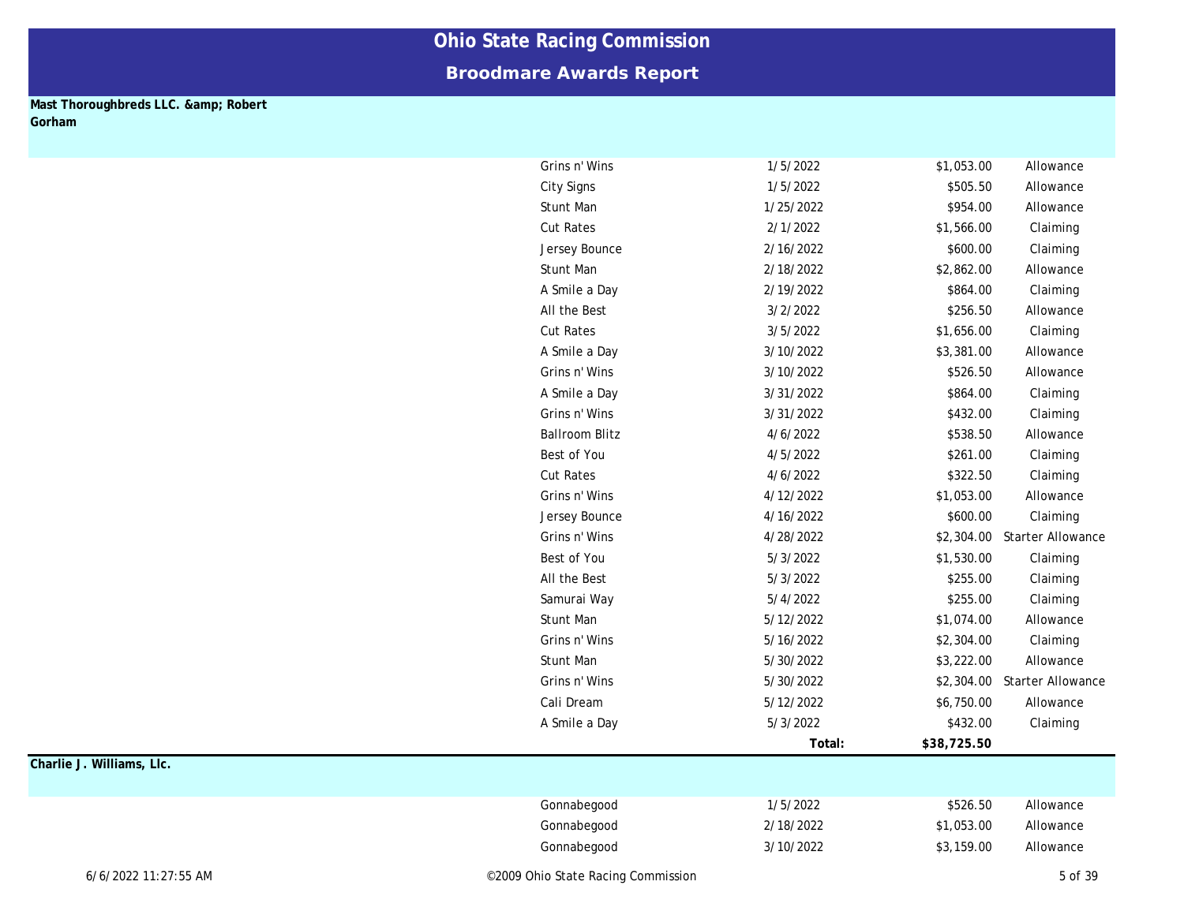# Ohio State Racing Commission

## Broodmare Awards Report

**Mast Thoroughbreds LLC. &amp; Robert Gorham**

| Horse | Date | Amount | Race Type |
|---|---|---|---|
| Grins n' Wins | 1/5/2022 | $1,053.00 | Allowance |
| City Signs | 1/5/2022 | $505.50 | Allowance |
| Stunt Man | 1/25/2022 | $954.00 | Allowance |
| Cut Rates | 2/1/2022 | $1,566.00 | Claiming |
| Jersey Bounce | 2/16/2022 | $600.00 | Claiming |
| Stunt Man | 2/18/2022 | $2,862.00 | Allowance |
| A Smile a Day | 2/19/2022 | $864.00 | Claiming |
| All the Best | 3/2/2022 | $256.50 | Allowance |
| Cut Rates | 3/5/2022 | $1,656.00 | Claiming |
| A Smile a Day | 3/10/2022 | $3,381.00 | Allowance |
| Grins n' Wins | 3/10/2022 | $526.50 | Allowance |
| A Smile a Day | 3/31/2022 | $864.00 | Claiming |
| Grins n' Wins | 3/31/2022 | $432.00 | Claiming |
| Ballroom Blitz | 4/6/2022 | $538.50 | Allowance |
| Best of You | 4/5/2022 | $261.00 | Claiming |
| Cut Rates | 4/6/2022 | $322.50 | Claiming |
| Grins n' Wins | 4/12/2022 | $1,053.00 | Allowance |
| Jersey Bounce | 4/16/2022 | $600.00 | Claiming |
| Grins n' Wins | 4/28/2022 | $2,304.00 | Starter Allowance |
| Best of You | 5/3/2022 | $1,530.00 | Claiming |
| All the Best | 5/3/2022 | $255.00 | Claiming |
| Samurai Way | 5/4/2022 | $255.00 | Claiming |
| Stunt Man | 5/12/2022 | $1,074.00 | Allowance |
| Grins n' Wins | 5/16/2022 | $2,304.00 | Claiming |
| Stunt Man | 5/30/2022 | $3,222.00 | Allowance |
| Grins n' Wins | 5/30/2022 | $2,304.00 | Starter Allowance |
| Cali Dream | 5/12/2022 | $6,750.00 | Allowance |
| A Smile a Day | 5/3/2022 | $432.00 | Claiming |
| | **Total:** | **$38,725.50** | |

**Charlie J. Williams, Llc.**

| Horse | Date | Amount | Race Type |
|---|---|---|---|
| Gonnabegood | 1/5/2022 | $526.50 | Allowance |
| Gonnabegood | 2/18/2022 | $1,053.00 | Allowance |
| Gonnabegood | 3/10/2022 | $3,159.00 | Allowance |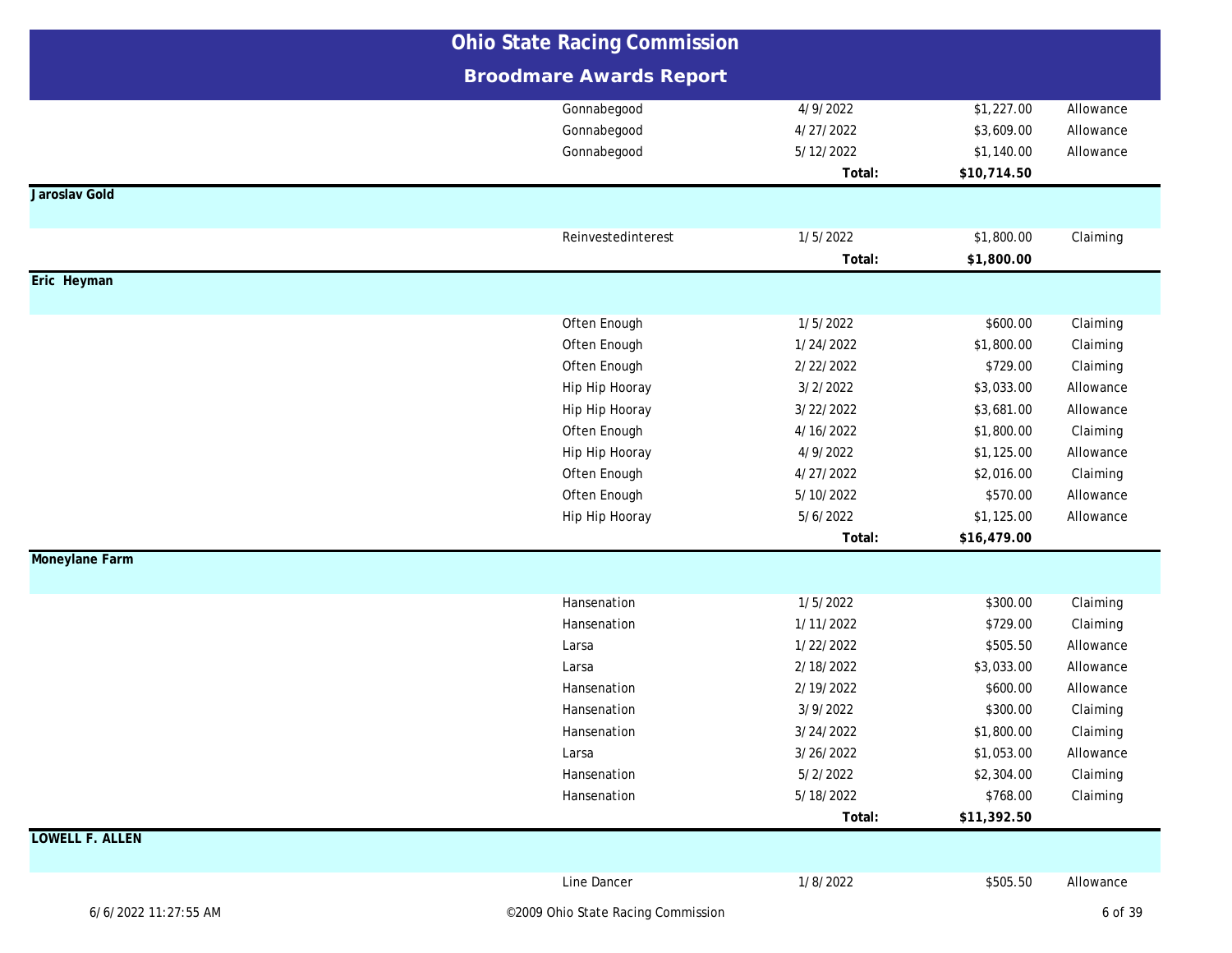# Ohio State Racing Commission

## Broodmare Awards Report

| | Horse | Date | Amount | Type |
|---|---|---|---|---|
| | Gonnabegood | 4/9/2022 | $1,227.00 | Allowance |
| | Gonnabegood | 4/27/2022 | $3,609.00 | Allowance |
| | Gonnabegood | 5/12/2022 | $1,140.00 | Allowance |
| | | **Total:** | **$10,714.50** | |
| **Jaroslav Gold** | | | | |
| | Reinvestedinterest | 1/5/2022 | $1,800.00 | Claiming |
| | | **Total:** | **$1,800.00** | |
| **Eric Heyman** | | | | |
| | Often Enough | 1/5/2022 | $600.00 | Claiming |
| | Often Enough | 1/24/2022 | $1,800.00 | Claiming |
| | Often Enough | 2/22/2022 | $729.00 | Claiming |
| | Hip Hip Hooray | 3/2/2022 | $3,033.00 | Allowance |
| | Hip Hip Hooray | 3/22/2022 | $3,681.00 | Allowance |
| | Often Enough | 4/16/2022 | $1,800.00 | Claiming |
| | Hip Hip Hooray | 4/9/2022 | $1,125.00 | Allowance |
| | Often Enough | 4/27/2022 | $2,016.00 | Claiming |
| | Often Enough | 5/10/2022 | $570.00 | Allowance |
| | Hip Hip Hooray | 5/6/2022 | $1,125.00 | Allowance |
| | | **Total:** | **$16,479.00** | |
| **Moneylane Farm** | | | | |
| | Hansenation | 1/5/2022 | $300.00 | Claiming |
| | Hansenation | 1/11/2022 | $729.00 | Claiming |
| | Larsa | 1/22/2022 | $505.50 | Allowance |
| | Larsa | 2/18/2022 | $3,033.00 | Allowance |
| | Hansenation | 2/19/2022 | $600.00 | Allowance |
| | Hansenation | 3/9/2022 | $300.00 | Claiming |
| | Hansenation | 3/24/2022 | $1,800.00 | Claiming |
| | Larsa | 3/26/2022 | $1,053.00 | Allowance |
| | Hansenation | 5/2/2022 | $2,304.00 | Claiming |
| | Hansenation | 5/18/2022 | $768.00 | Claiming |
| | | **Total:** | **$11,392.50** | |
| **LOWELL F. ALLEN** | | | | |
| | Line Dancer | 1/8/2022 | $505.50 | Allowance |

6/6/2022 11:27:55 AM ©2009 Ohio State Racing Commission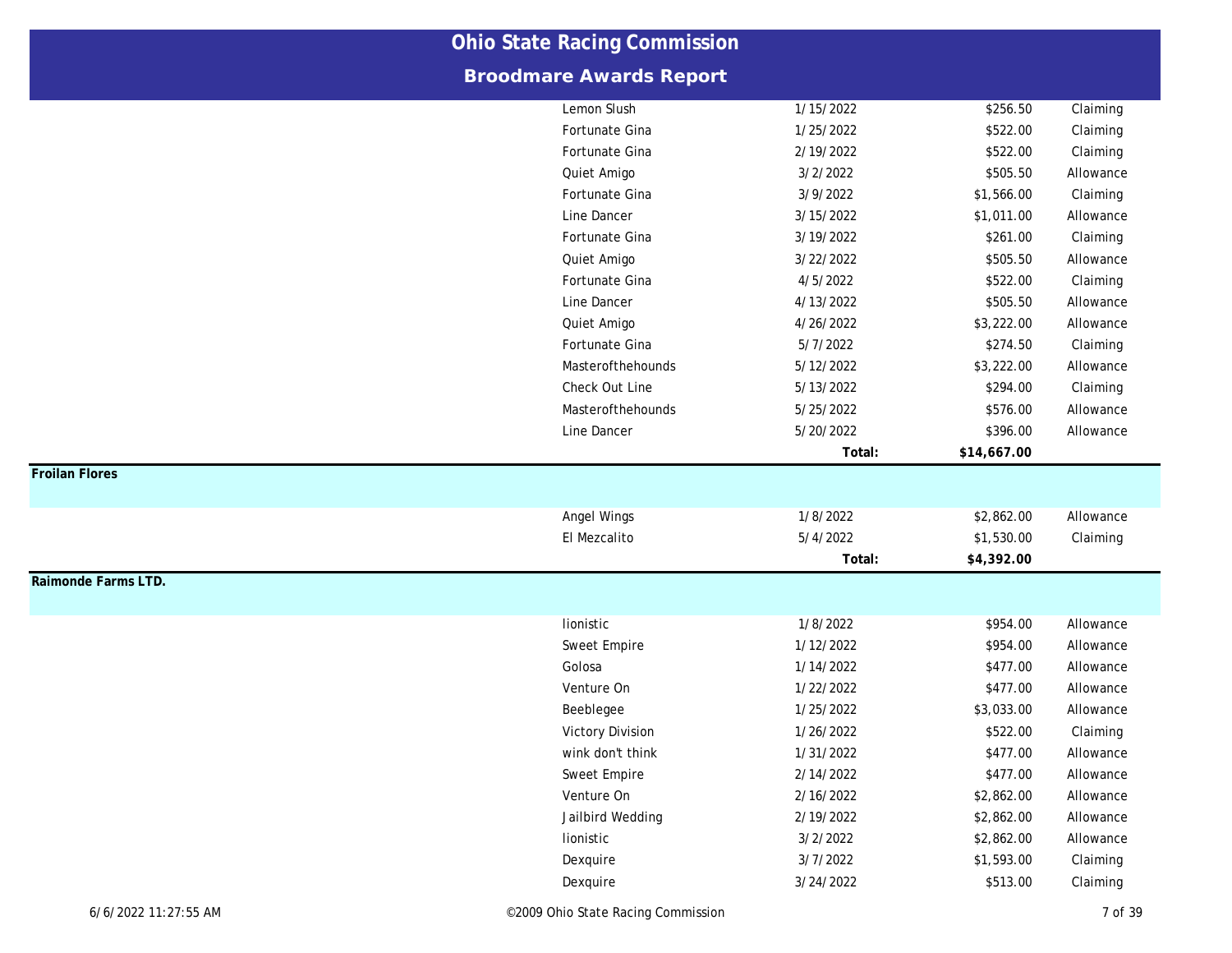# Ohio State Racing Commission

## Broodmare Awards Report

| | Horse | Date | Amount | Type |
|---|---|---|---|---|
| | Lemon Slush | 1/15/2022 | $256.50 | Claiming |
| | Fortunate Gina | 1/25/2022 | $522.00 | Claiming |
| | Fortunate Gina | 2/19/2022 | $522.00 | Claiming |
| | Quiet Amigo | 3/2/2022 | $505.50 | Allowance |
| | Fortunate Gina | 3/9/2022 | $1,566.00 | Claiming |
| | Line Dancer | 3/15/2022 | $1,011.00 | Allowance |
| | Fortunate Gina | 3/19/2022 | $261.00 | Claiming |
| | Quiet Amigo | 3/22/2022 | $505.50 | Allowance |
| | Fortunate Gina | 4/5/2022 | $522.00 | Claiming |
| | Line Dancer | 4/13/2022 | $505.50 | Allowance |
| | Quiet Amigo | 4/26/2022 | $3,222.00 | Allowance |
| | Fortunate Gina | 5/7/2022 | $274.50 | Claiming |
| | Masterofthehounds | 5/12/2022 | $3,222.00 | Allowance |
| | Check Out Line | 5/13/2022 | $294.00 | Claiming |
| | Masterofthehounds | 5/25/2022 | $576.00 | Allowance |
| | Line Dancer | 5/20/2022 | $396.00 | Allowance |
| | | **Total:** | **$14,667.00** | |
| **Froilan Flores** | | | | |
| | Angel Wings | 1/8/2022 | $2,862.00 | Allowance |
| | El Mezcalito | 5/4/2022 | $1,530.00 | Claiming |
| | | **Total:** | **$4,392.00** | |
| **Raimonde Farms LTD.** | | | | |
| | lionistic | 1/8/2022 | $954.00 | Allowance |
| | Sweet Empire | 1/12/2022 | $954.00 | Allowance |
| | Golosa | 1/14/2022 | $477.00 | Allowance |
| | Venture On | 1/22/2022 | $477.00 | Allowance |
| | Beeblegee | 1/25/2022 | $3,033.00 | Allowance |
| | Victory Division | 1/26/2022 | $522.00 | Claiming |
| | wink don't think | 1/31/2022 | $477.00 | Allowance |
| | Sweet Empire | 2/14/2022 | $477.00 | Allowance |
| | Venture On | 2/16/2022 | $2,862.00 | Allowance |
| | Jailbird Wedding | 2/19/2022 | $2,862.00 | Allowance |
| | lionistic | 3/2/2022 | $2,862.00 | Allowance |
| | Dexquire | 3/7/2022 | $1,593.00 | Claiming |
| | Dexquire | 3/24/2022 | $513.00 | Claiming |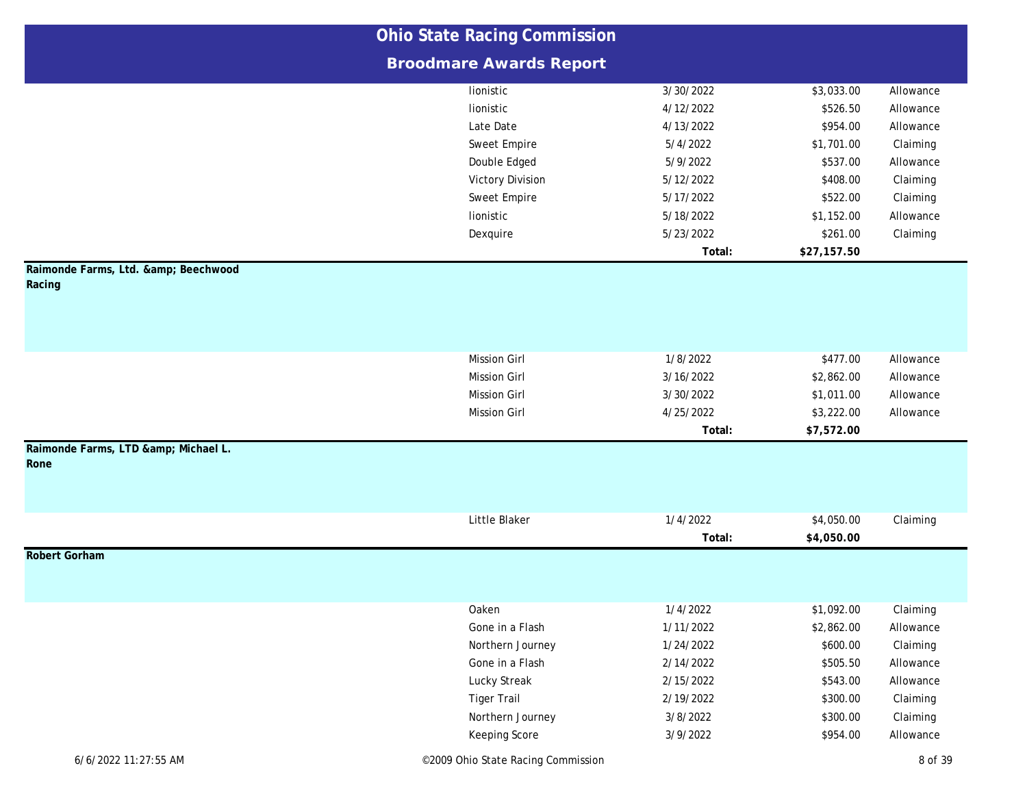# Ohio State Racing Commission

## Broodmare Awards Report

| Owner | Horse | Date | Amount | Type |
|---|---|---|---|---|
| | lionistic | 3/30/2022 | $3,033.00 | Allowance |
| | lionistic | 4/12/2022 | $526.50 | Allowance |
| | Late Date | 4/13/2022 | $954.00 | Allowance |
| | Sweet Empire | 5/4/2022 | $1,701.00 | Claiming |
| | Double Edged | 5/9/2022 | $537.00 | Allowance |
| | Victory Division | 5/12/2022 | $408.00 | Claiming |
| | Sweet Empire | 5/17/2022 | $522.00 | Claiming |
| | lionistic | 5/18/2022 | $1,152.00 | Allowance |
| | Dexquire | 5/23/2022 | $261.00 | Claiming |
| | | **Total:** | **$27,157.50** | |
| **Raimonde Farms, Ltd. &amp; Beechwood Racing** | | | | |
| | Mission Girl | 1/8/2022 | $477.00 | Allowance |
| | Mission Girl | 3/16/2022 | $2,862.00 | Allowance |
| | Mission Girl | 3/30/2022 | $1,011.00 | Allowance |
| | Mission Girl | 4/25/2022 | $3,222.00 | Allowance |
| | | **Total:** | **$7,572.00** | |
| **Raimonde Farms, LTD &amp; Michael L. Rone** | | | | |
| | Little Blaker | 1/4/2022 | $4,050.00 | Claiming |
| | | **Total:** | **$4,050.00** | |
| **Robert Gorham** | | | | |
| | Oaken | 1/4/2022 | $1,092.00 | Claiming |
| | Gone in a Flash | 1/11/2022 | $2,862.00 | Allowance |
| | Northern Journey | 1/24/2022 | $600.00 | Claiming |
| | Gone in a Flash | 2/14/2022 | $505.50 | Allowance |
| | Lucky Streak | 2/15/2022 | $543.00 | Allowance |
| | Tiger Trail | 2/19/2022 | $300.00 | Claiming |
| | Northern Journey | 3/8/2022 | $300.00 | Claiming |
| | Keeping Score | 3/9/2022 | $954.00 | Allowance |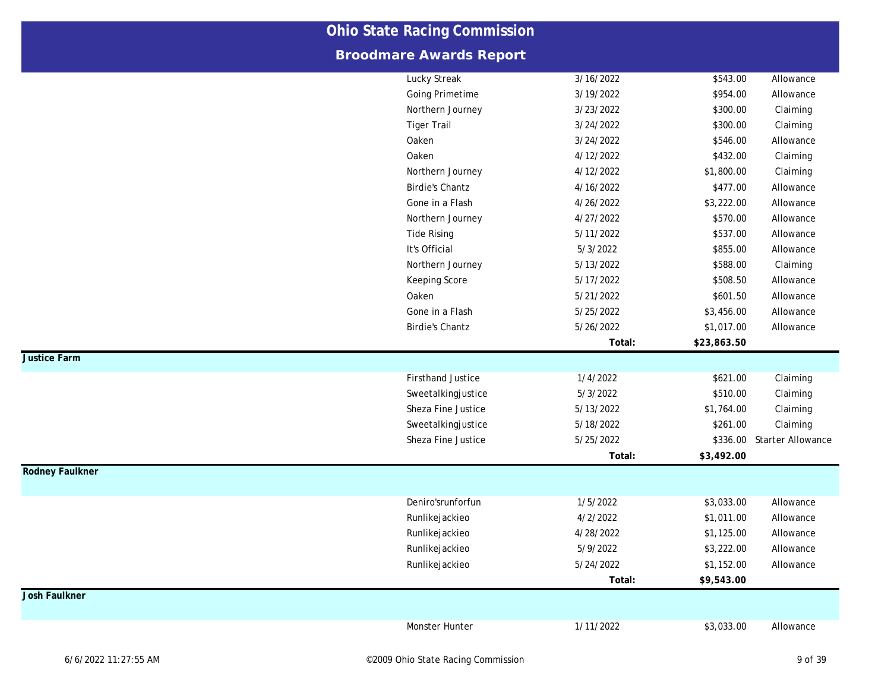# Ohio State Racing Commission

## Broodmare Awards Report

| Owner | Horse | Date | Amount | Race Type |
|---|---|---|---|---|
| | Lucky Streak | 3/16/2022 | $543.00 | Allowance |
| | Going Primetime | 3/19/2022 | $954.00 | Allowance |
| | Northern Journey | 3/23/2022 | $300.00 | Claiming |
| | Tiger Trail | 3/24/2022 | $300.00 | Claiming |
| | Oaken | 3/24/2022 | $546.00 | Allowance |
| | Oaken | 4/12/2022 | $432.00 | Claiming |
| | Northern Journey | 4/12/2022 | $1,800.00 | Claiming |
| | Birdie's Chantz | 4/16/2022 | $477.00 | Allowance |
| | Gone in a Flash | 4/26/2022 | $3,222.00 | Allowance |
| | Northern Journey | 4/27/2022 | $570.00 | Allowance |
| | Tide Rising | 5/11/2022 | $537.00 | Allowance |
| | It's Official | 5/3/2022 | $855.00 | Allowance |
| | Northern Journey | 5/13/2022 | $588.00 | Claiming |
| | Keeping Score | 5/17/2022 | $508.50 | Allowance |
| | Oaken | 5/21/2022 | $601.50 | Allowance |
| | Gone in a Flash | 5/25/2022 | $3,456.00 | Allowance |
| | Birdie's Chantz | 5/26/2022 | $1,017.00 | Allowance |
| | | **Total:** | **$23,863.50** | |
| **Justice Farm** | | | | |
| | Firsthand Justice | 1/4/2022 | $621.00 | Claiming |
| | Sweetalkingjustice | 5/3/2022 | $510.00 | Claiming |
| | Sheza Fine Justice | 5/13/2022 | $1,764.00 | Claiming |
| | Sweetalkingjustice | 5/18/2022 | $261.00 | Claiming |
| | Sheza Fine Justice | 5/25/2022 | $336.00 | Starter Allowance |
| | | **Total:** | **$3,492.00** | |
| **Rodney Faulkner** | | | | |
| | Deniro'srunforfun | 1/5/2022 | $3,033.00 | Allowance |
| | Runlikejackieo | 4/2/2022 | $1,011.00 | Allowance |
| | Runlikejackieo | 4/28/2022 | $1,125.00 | Allowance |
| | Runlikejackieo | 5/9/2022 | $3,222.00 | Allowance |
| | Runlikejackieo | 5/24/2022 | $1,152.00 | Allowance |
| | | **Total:** | **$9,543.00** | |
| **Josh Faulkner** | | | | |
| | Monster Hunter | 1/11/2022 | $3,033.00 | Allowance |

6/6/2022 11:27:55 AM ©2009 Ohio State Racing Commission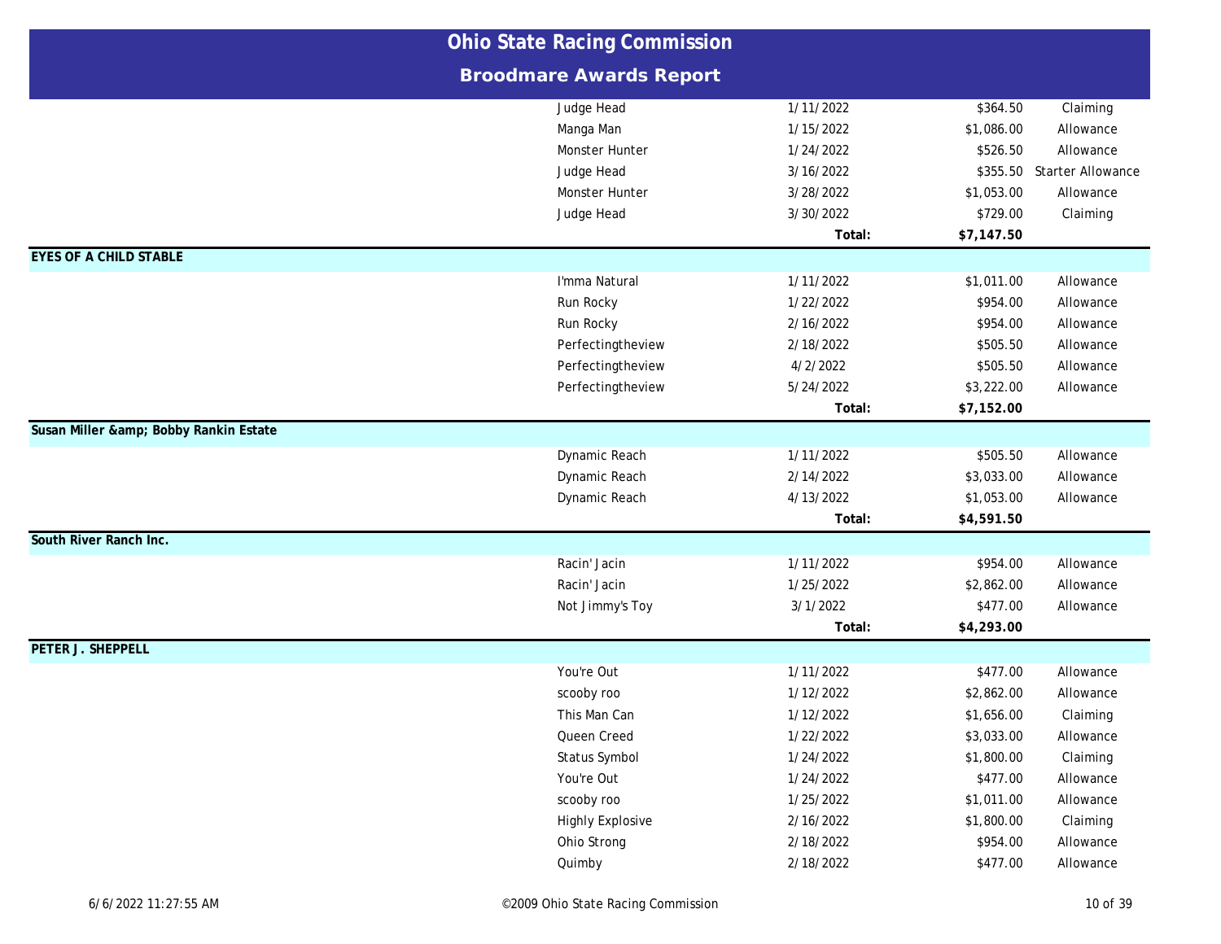# Ohio State Racing Commission

## Broodmare Awards Report

| Owner | Horse | Date | Amount | Race Type |
|---|---|---|---|---|
| | Judge Head | 1/11/2022 | $364.50 | Claiming |
| | Manga Man | 1/15/2022 | $1,086.00 | Allowance |
| | Monster Hunter | 1/24/2022 | $526.50 | Allowance |
| | Judge Head | 3/16/2022 | $355.50 | Starter Allowance |
| | Monster Hunter | 3/28/2022 | $1,053.00 | Allowance |
| | Judge Head | 3/30/2022 | $729.00 | Claiming |
| | | Total: | **$7,147.50** | |
| **EYES OF A CHILD STABLE** | | | | |
| | I'mma Natural | 1/11/2022 | $1,011.00 | Allowance |
| | Run Rocky | 1/22/2022 | $954.00 | Allowance |
| | Run Rocky | 2/16/2022 | $954.00 | Allowance |
| | Perfectingtheview | 2/18/2022 | $505.50 | Allowance |
| | Perfectingtheview | 4/2/2022 | $505.50 | Allowance |
| | Perfectingtheview | 5/24/2022 | $3,222.00 | Allowance |
| | | Total: | **$7,152.00** | |
| **Susan Miller &amp; Bobby Rankin Estate** | | | | |
| | Dynamic Reach | 1/11/2022 | $505.50 | Allowance |
| | Dynamic Reach | 2/14/2022 | $3,033.00 | Allowance |
| | Dynamic Reach | 4/13/2022 | $1,053.00 | Allowance |
| | | Total: | **$4,591.50** | |
| **South River Ranch Inc.** | | | | |
| | Racin' Jacin | 1/11/2022 | $954.00 | Allowance |
| | Racin' Jacin | 1/25/2022 | $2,862.00 | Allowance |
| | Not Jimmy's Toy | 3/1/2022 | $477.00 | Allowance |
| | | Total: | **$4,293.00** | |
| **PETER J. SHEPPELL** | | | | |
| | You're Out | 1/11/2022 | $477.00 | Allowance |
| | scooby roo | 1/12/2022 | $2,862.00 | Allowance |
| | This Man Can | 1/12/2022 | $1,656.00 | Claiming |
| | Queen Creed | 1/22/2022 | $3,033.00 | Allowance |
| | Status Symbol | 1/24/2022 | $1,800.00 | Claiming |
| | You're Out | 1/24/2022 | $477.00 | Allowance |
| | scooby roo | 1/25/2022 | $1,011.00 | Allowance |
| | Highly Explosive | 2/16/2022 | $1,800.00 | Claiming |
| | Ohio Strong | 2/18/2022 | $954.00 | Allowance |
| | Quimby | 2/18/2022 | $477.00 | Allowance |

6/6/2022 11:27:55 AM ©2009 Ohio State Racing Commission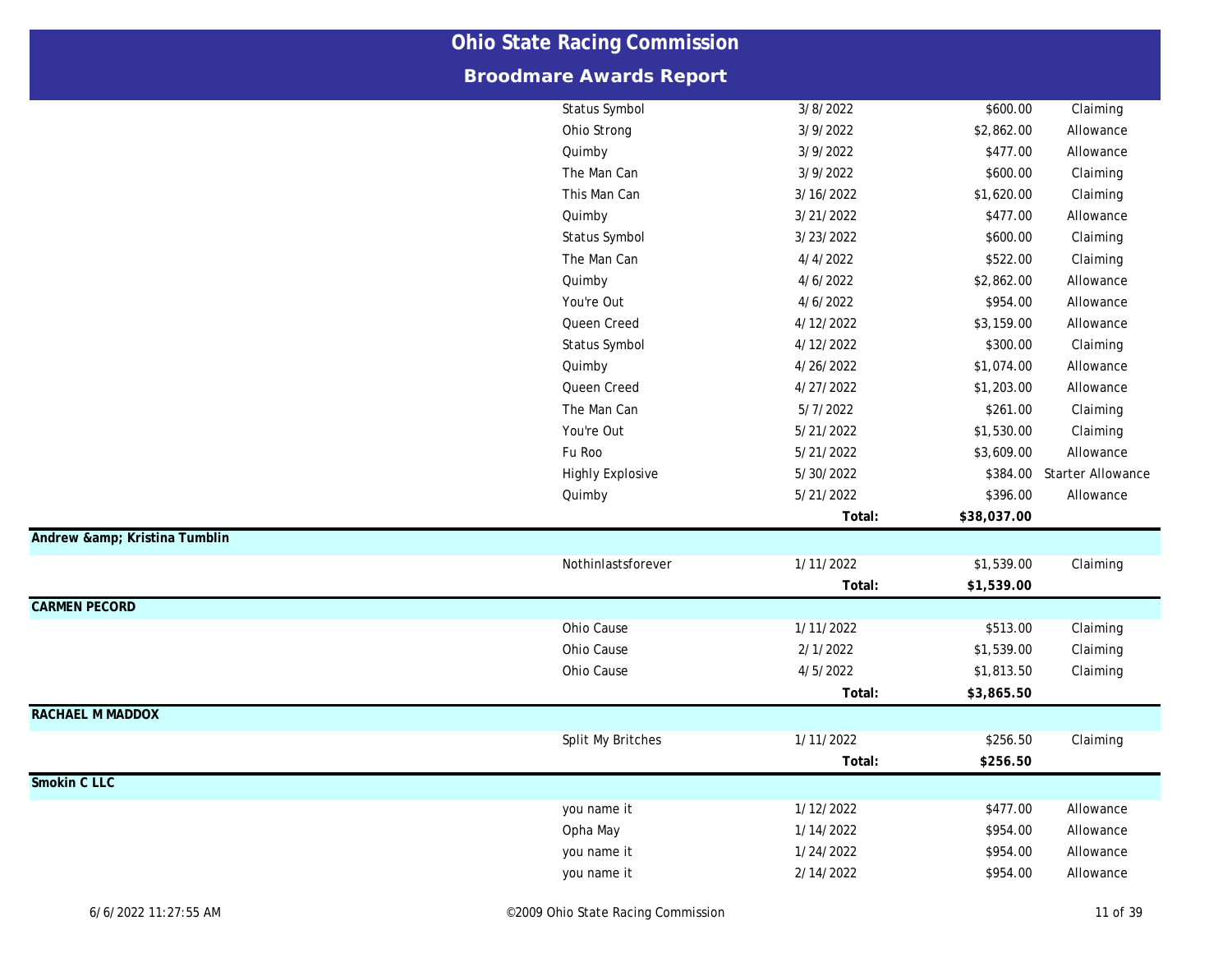# Ohio State Racing Commission

## Broodmare Awards Report

| Owner | Horse | Date | Amount | Race Type |
|---|---|---|---|---|
| | Status Symbol | 3/8/2022 | $600.00 | Claiming |
| | Ohio Strong | 3/9/2022 | $2,862.00 | Allowance |
| | Quimby | 3/9/2022 | $477.00 | Allowance |
| | The Man Can | 3/9/2022 | $600.00 | Claiming |
| | This Man Can | 3/16/2022 | $1,620.00 | Claiming |
| | Quimby | 3/21/2022 | $477.00 | Allowance |
| | Status Symbol | 3/23/2022 | $600.00 | Claiming |
| | The Man Can | 4/4/2022 | $522.00 | Claiming |
| | Quimby | 4/6/2022 | $2,862.00 | Allowance |
| | You're Out | 4/6/2022 | $954.00 | Allowance |
| | Queen Creed | 4/12/2022 | $3,159.00 | Allowance |
| | Status Symbol | 4/12/2022 | $300.00 | Claiming |
| | Quimby | 4/26/2022 | $1,074.00 | Allowance |
| | Queen Creed | 4/27/2022 | $1,203.00 | Allowance |
| | The Man Can | 5/7/2022 | $261.00 | Claiming |
| | You're Out | 5/21/2022 | $1,530.00 | Claiming |
| | Fu Roo | 5/21/2022 | $3,609.00 | Allowance |
| | Highly Explosive | 5/30/2022 | $384.00 | Starter Allowance |
| | Quimby | 5/21/2022 | $396.00 | Allowance |
| | | **Total:** | **$38,037.00** | |
| **Andrew &amp; Kristina Tumblin** | | | | |
| | Nothinlastsforever | 1/11/2022 | $1,539.00 | Claiming |
| | | **Total:** | **$1,539.00** | |
| **CARMEN PECORD** | | | | |
| | Ohio Cause | 1/11/2022 | $513.00 | Claiming |
| | Ohio Cause | 2/1/2022 | $1,539.00 | Claiming |
| | Ohio Cause | 4/5/2022 | $1,813.50 | Claiming |
| | | **Total:** | **$3,865.50** | |
| **RACHAEL M MADDOX** | | | | |
| | Split My Britches | 1/11/2022 | $256.50 | Claiming |
| | | **Total:** | **$256.50** | |
| **Smokin C LLC** | | | | |
| | you name it | 1/12/2022 | $477.00 | Allowance |
| | Opha May | 1/14/2022 | $954.00 | Allowance |
| | you name it | 1/24/2022 | $954.00 | Allowance |
| | you name it | 2/14/2022 | $954.00 | Allowance |

6/6/2022 11:27:55 AM ©2009 Ohio State Racing Commission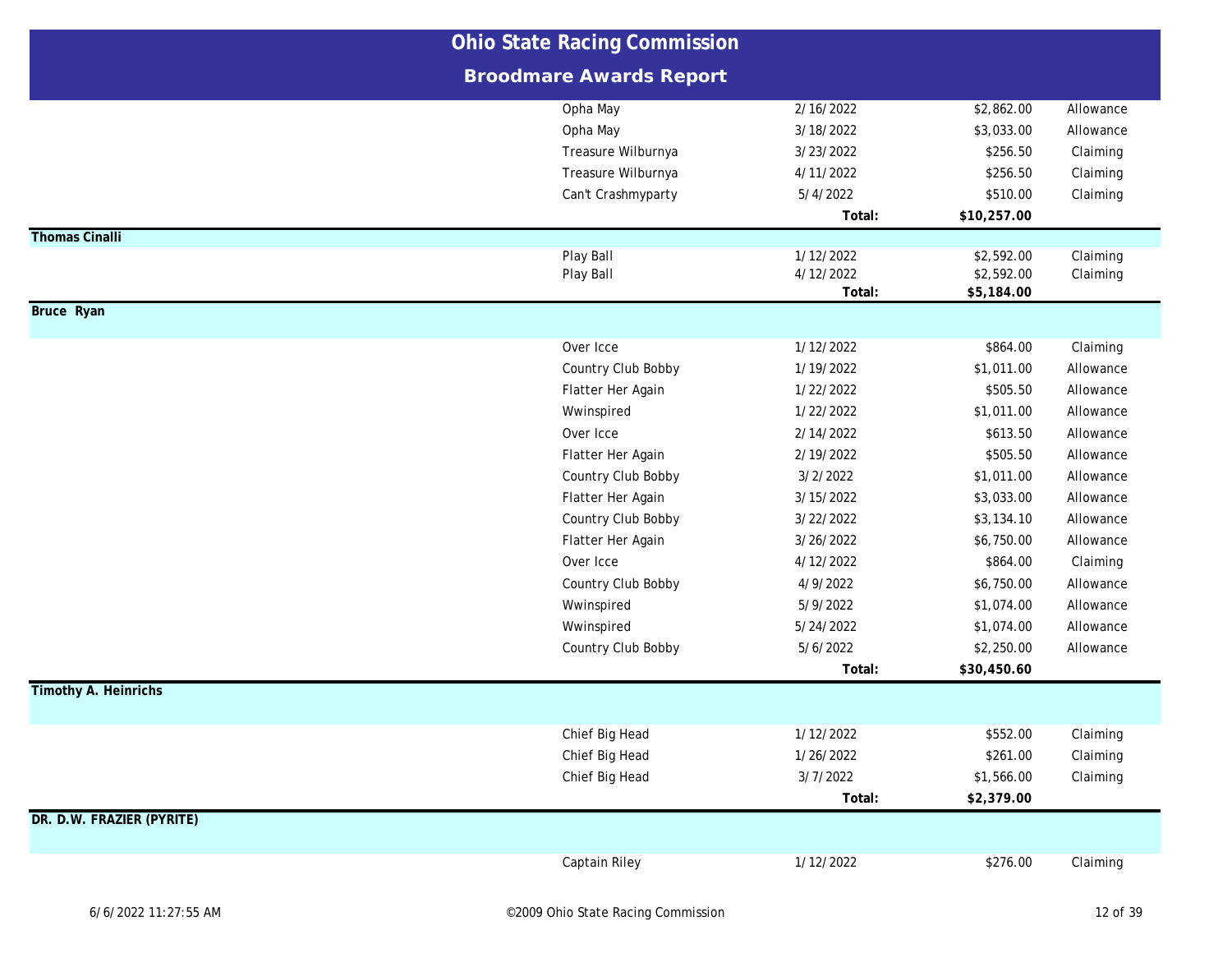# Ohio State Racing Commission

## Broodmare Awards Report

| Owner | Horse | Date | Amount | Type |
|---|---|---|---|---|
| | Opha May | 2/16/2022 | $2,862.00 | Allowance |
| | Opha May | 3/18/2022 | $3,033.00 | Allowance |
| | Treasure Wilburnya | 3/23/2022 | $256.50 | Claiming |
| | Treasure Wilburnya | 4/11/2022 | $256.50 | Claiming |
| | Can't Crashmyparty | 5/4/2022 | $510.00 | Claiming |
| | | **Total:** | **$10,257.00** | |
| **Thomas Cinalli** | | | | |
| | Play Ball | 1/12/2022 | $2,592.00 | Claiming |
| | Play Ball | 4/12/2022 | $2,592.00 | Claiming |
| | | **Total:** | **$5,184.00** | |
| **Bruce Ryan** | | | | |
| | Over Icce | 1/12/2022 | $864.00 | Claiming |
| | Country Club Bobby | 1/19/2022 | $1,011.00 | Allowance |
| | Flatter Her Again | 1/22/2022 | $505.50 | Allowance |
| | Wwinspired | 1/22/2022 | $1,011.00 | Allowance |
| | Over Icce | 2/14/2022 | $613.50 | Allowance |
| | Flatter Her Again | 2/19/2022 | $505.50 | Allowance |
| | Country Club Bobby | 3/2/2022 | $1,011.00 | Allowance |
| | Flatter Her Again | 3/15/2022 | $3,033.00 | Allowance |
| | Country Club Bobby | 3/22/2022 | $3,134.10 | Allowance |
| | Flatter Her Again | 3/26/2022 | $6,750.00 | Allowance |
| | Over Icce | 4/12/2022 | $864.00 | Claiming |
| | Country Club Bobby | 4/9/2022 | $6,750.00 | Allowance |
| | Wwinspired | 5/9/2022 | $1,074.00 | Allowance |
| | Wwinspired | 5/24/2022 | $1,074.00 | Allowance |
| | Country Club Bobby | 5/6/2022 | $2,250.00 | Allowance |
| | | **Total:** | **$30,450.60** | |
| **Timothy A. Heinrichs** | | | | |
| | Chief Big Head | 1/12/2022 | $552.00 | Claiming |
| | Chief Big Head | 1/26/2022 | $261.00 | Claiming |
| | Chief Big Head | 3/7/2022 | $1,566.00 | Claiming |
| | | **Total:** | **$2,379.00** | |
| **DR. D.W. FRAZIER (PYRITE)** | | | | |
| | Captain Riley | 1/12/2022 | $276.00 | Claiming |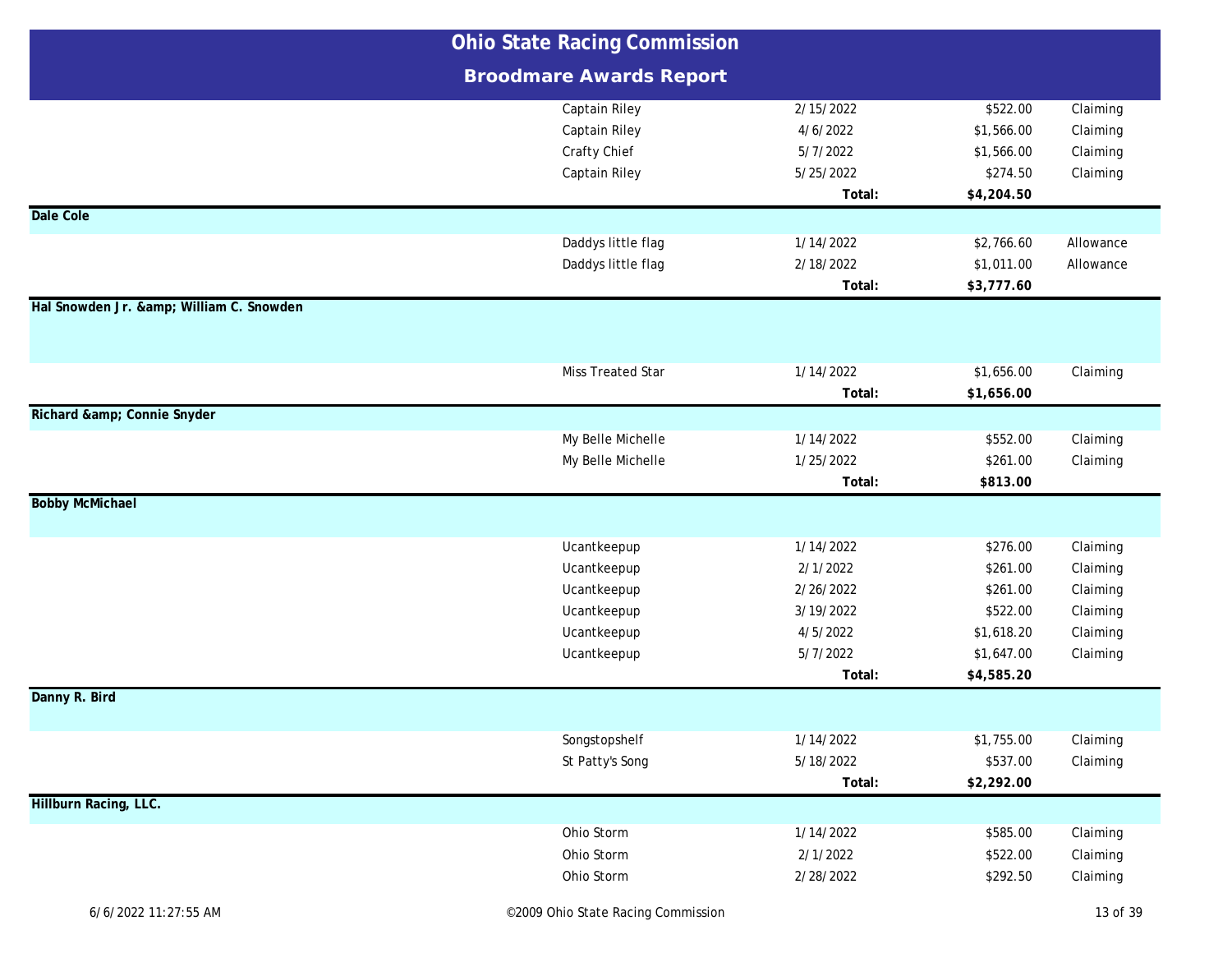# Ohio State Racing Commission

## Broodmare Awards Report

| Owner | Horse | Date | Amount | Type |
|---|---|---|---|---|
| | Captain Riley | 2/15/2022 | $522.00 | Claiming |
| | Captain Riley | 4/6/2022 | $1,566.00 | Claiming |
| | Crafty Chief | 5/7/2022 | $1,566.00 | Claiming |
| | Captain Riley | 5/25/2022 | $274.50 | Claiming |
| | | **Total:** | **$4,204.50** | |
| **Dale Cole** | | | | |
| | Daddys little flag | 1/14/2022 | $2,766.60 | Allowance |
| | Daddys little flag | 2/18/2022 | $1,011.00 | Allowance |
| | | **Total:** | **$3,777.60** | |
| **Hal Snowden Jr. &amp; William C. Snowden** | | | | |
| | Miss Treated Star | 1/14/2022 | $1,656.00 | Claiming |
| | | **Total:** | **$1,656.00** | |
| **Richard &amp; Connie Snyder** | | | | |
| | My Belle Michelle | 1/14/2022 | $552.00 | Claiming |
| | My Belle Michelle | 1/25/2022 | $261.00 | Claiming |
| | | **Total:** | **$813.00** | |
| **Bobby McMichael** | | | | |
| | Ucantkeepup | 1/14/2022 | $276.00 | Claiming |
| | Ucantkeepup | 2/1/2022 | $261.00 | Claiming |
| | Ucantkeepup | 2/26/2022 | $261.00 | Claiming |
| | Ucantkeepup | 3/19/2022 | $522.00 | Claiming |
| | Ucantkeepup | 4/5/2022 | $1,618.20 | Claiming |
| | Ucantkeepup | 5/7/2022 | $1,647.00 | Claiming |
| | | **Total:** | **$4,585.20** | |
| **Danny R. Bird** | | | | |
| | Songstopshelf | 1/14/2022 | $1,755.00 | Claiming |
| | St Patty's Song | 5/18/2022 | $537.00 | Claiming |
| | | **Total:** | **$2,292.00** | |
| **Hillburn Racing, LLC.** | | | | |
| | Ohio Storm | 1/14/2022 | $585.00 | Claiming |
| | Ohio Storm | 2/1/2022 | $522.00 | Claiming |
| | Ohio Storm | 2/28/2022 | $292.50 | Claiming |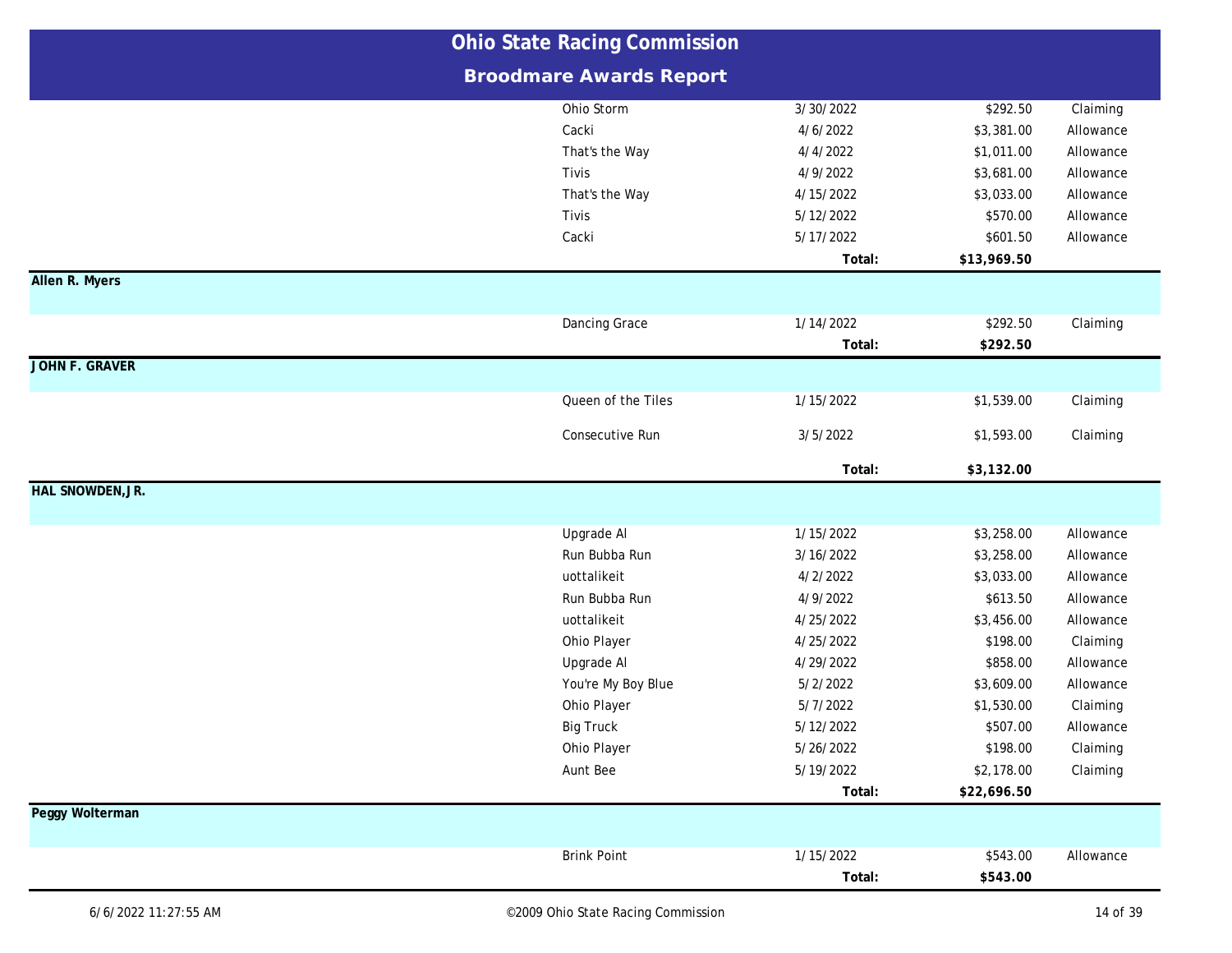# Ohio State Racing Commission

## Broodmare Awards Report

| Owner | Horse | Date | Amount | Type |
|---|---|---|---|---|
| | Ohio Storm | 3/30/2022 | $292.50 | Claiming |
| | Cacki | 4/6/2022 | $3,381.00 | Allowance |
| | That's the Way | 4/4/2022 | $1,011.00 | Allowance |
| | Tivis | 4/9/2022 | $3,681.00 | Allowance |
| | That's the Way | 4/15/2022 | $3,033.00 | Allowance |
| | Tivis | 5/12/2022 | $570.00 | Allowance |
| | Cacki | 5/17/2022 | $601.50 | Allowance |
| | | **Total:** | **$13,969.50** | |
| **Allen R. Myers** | | | | |
| | Dancing Grace | 1/14/2022 | $292.50 | Claiming |
| | | **Total:** | **$292.50** | |
| **JOHN F. GRAVER** | | | | |
| | Queen of the Tiles | 1/15/2022 | $1,539.00 | Claiming |
| | Consecutive Run | 3/5/2022 | $1,593.00 | Claiming |
| | | **Total:** | **$3,132.00** | |
| **HAL SNOWDEN,JR.** | | | | |
| | Upgrade Al | 1/15/2022 | $3,258.00 | Allowance |
| | Run Bubba Run | 3/16/2022 | $3,258.00 | Allowance |
| | uottalikeit | 4/2/2022 | $3,033.00 | Allowance |
| | Run Bubba Run | 4/9/2022 | $613.50 | Allowance |
| | uottalikeit | 4/25/2022 | $3,456.00 | Allowance |
| | Ohio Player | 4/25/2022 | $198.00 | Claiming |
| | Upgrade Al | 4/29/2022 | $858.00 | Allowance |
| | You're My Boy Blue | 5/2/2022 | $3,609.00 | Allowance |
| | Ohio Player | 5/7/2022 | $1,530.00 | Claiming |
| | Big Truck | 5/12/2022 | $507.00 | Allowance |
| | Ohio Player | 5/26/2022 | $198.00 | Claiming |
| | Aunt Bee | 5/19/2022 | $2,178.00 | Claiming |
| | | **Total:** | **$22,696.50** | |
| **Peggy Wolterman** | | | | |
| | Brink Point | 1/15/2022 | $543.00 | Allowance |
| | | **Total:** | **$543.00** | |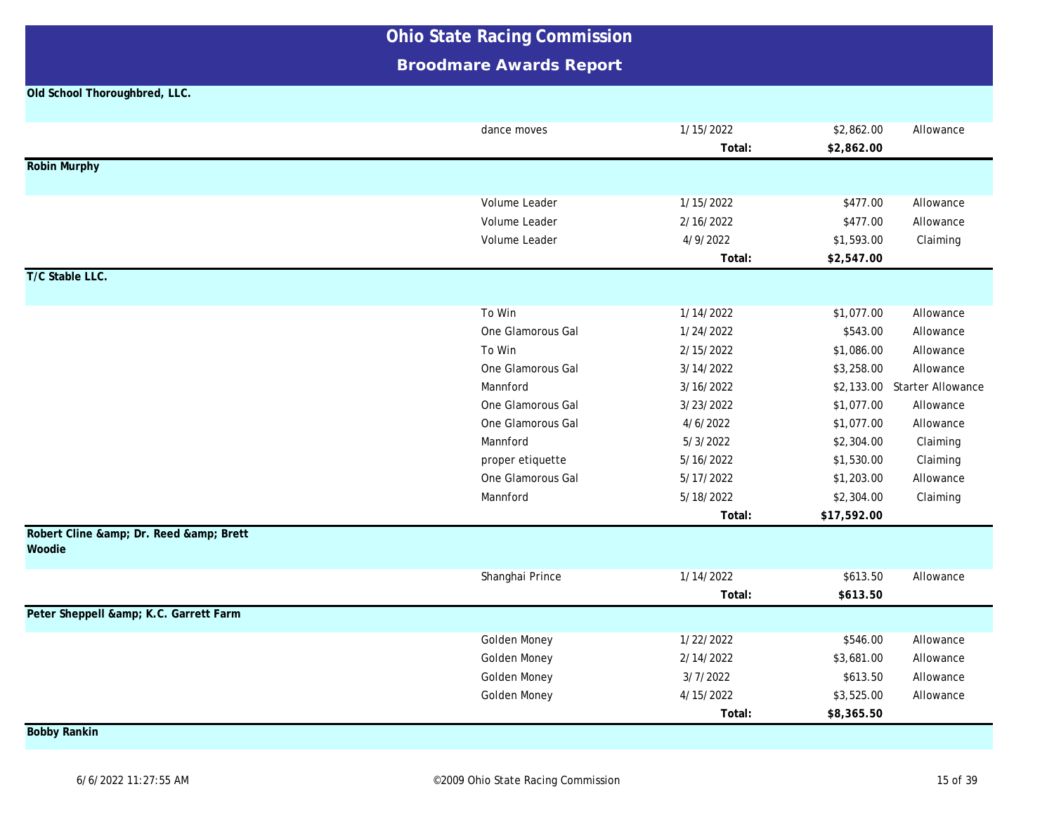# Ohio State Racing Commission

## Broodmare Awards Report

**Old School Thoroughbred, LLC.**

| Horse | Date | Amount | Race Type |
|---|---|---|---|
| dance moves | 1/15/2022 | $2,862.00 | Allowance |
| | **Total:** | **$2,862.00** | |

**Robin Murphy**

| Horse | Date | Amount | Race Type |
|---|---|---|---|
| Volume Leader | 1/15/2022 | $477.00 | Allowance |
| Volume Leader | 2/16/2022 | $477.00 | Allowance |
| Volume Leader | 4/9/2022 | $1,593.00 | Claiming |
| | **Total:** | **$2,547.00** | |

**T/C Stable LLC.**

| Horse | Date | Amount | Race Type |
|---|---|---|---|
| To Win | 1/14/2022 | $1,077.00 | Allowance |
| One Glamorous Gal | 1/24/2022 | $543.00 | Allowance |
| To Win | 2/15/2022 | $1,086.00 | Allowance |
| One Glamorous Gal | 3/14/2022 | $3,258.00 | Allowance |
| Mannford | 3/16/2022 | $2,133.00 | Starter Allowance |
| One Glamorous Gal | 3/23/2022 | $1,077.00 | Allowance |
| One Glamorous Gal | 4/6/2022 | $1,077.00 | Allowance |
| Mannford | 5/3/2022 | $2,304.00 | Claiming |
| proper etiquette | 5/16/2022 | $1,530.00 | Claiming |
| One Glamorous Gal | 5/17/2022 | $1,203.00 | Allowance |
| Mannford | 5/18/2022 | $2,304.00 | Claiming |
| | **Total:** | **$17,592.00** | |

**Robert Cline &amp; Dr. Reed &amp; Brett Woodie**

| Horse | Date | Amount | Race Type |
|---|---|---|---|
| Shanghai Prince | 1/14/2022 | $613.50 | Allowance |
| | **Total:** | **$613.50** | |

**Peter Sheppell &amp; K.C. Garrett Farm**

| Horse | Date | Amount | Race Type |
|---|---|---|---|
| Golden Money | 1/22/2022 | $546.00 | Allowance |
| Golden Money | 2/14/2022 | $3,681.00 | Allowance |
| Golden Money | 3/7/2022 | $613.50 | Allowance |
| Golden Money | 4/15/2022 | $3,525.00 | Allowance |
| | **Total:** | **$8,365.50** | |

**Bobby Rankin**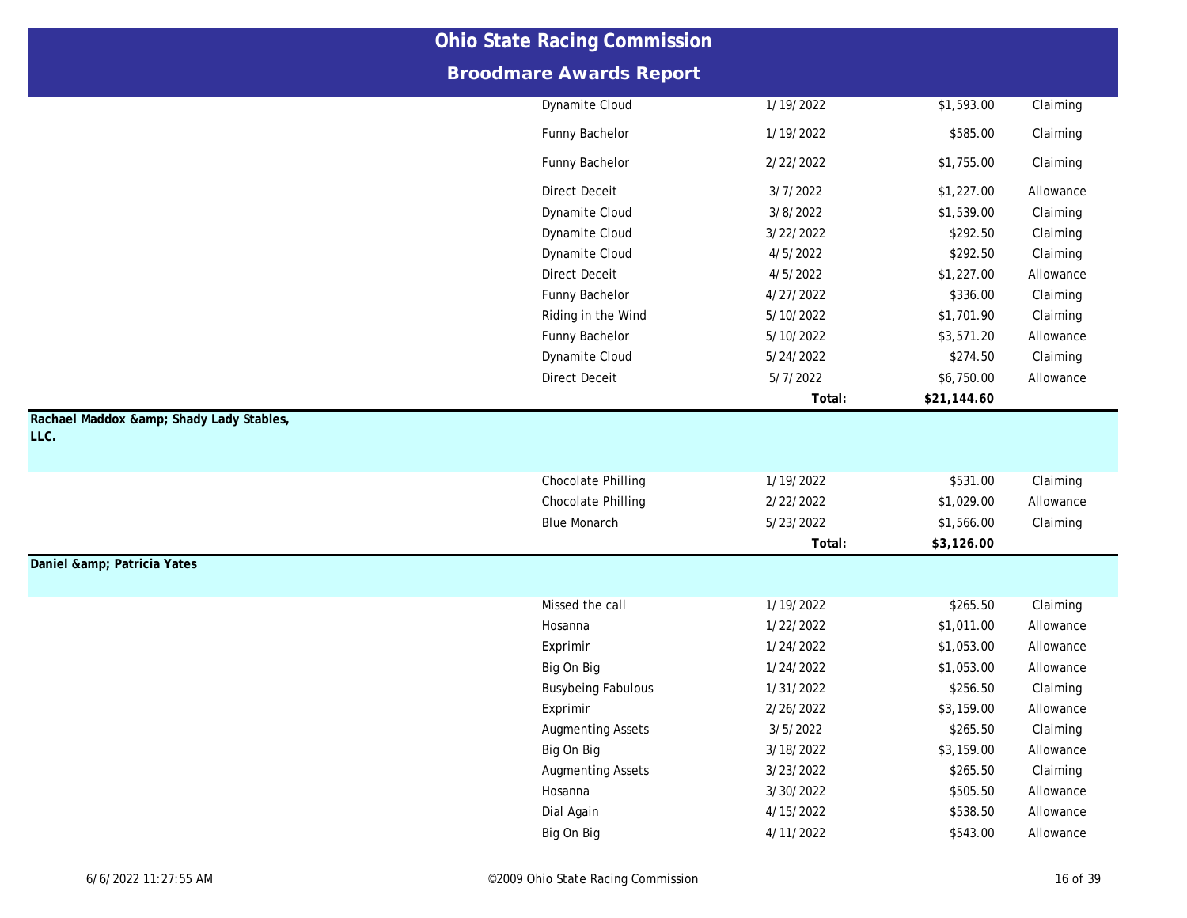# Ohio State Racing Commission

## Broodmare Awards Report

| Owner | Horse | Date | Amount | Type |
|---|---|---|---|---|
| | Dynamite Cloud | 1/19/2022 | $1,593.00 | Claiming |
| | Funny Bachelor | 1/19/2022 | $585.00 | Claiming |
| | Funny Bachelor | 2/22/2022 | $1,755.00 | Claiming |
| | Direct Deceit | 3/7/2022 | $1,227.00 | Allowance |
| | Dynamite Cloud | 3/8/2022 | $1,539.00 | Claiming |
| | Dynamite Cloud | 3/22/2022 | $292.50 | Claiming |
| | Dynamite Cloud | 4/5/2022 | $292.50 | Claiming |
| | Direct Deceit | 4/5/2022 | $1,227.00 | Allowance |
| | Funny Bachelor | 4/27/2022 | $336.00 | Claiming |
| | Riding in the Wind | 5/10/2022 | $1,701.90 | Claiming |
| | Funny Bachelor | 5/10/2022 | $3,571.20 | Allowance |
| | Dynamite Cloud | 5/24/2022 | $274.50 | Claiming |
| | Direct Deceit | 5/7/2022 | $6,750.00 | Allowance |
| | | **Total:** | **$21,144.60** | |
| **Rachael Maddox &amp; Shady Lady Stables, LLC.** | | | | |
| | Chocolate Philling | 1/19/2022 | $531.00 | Claiming |
| | Chocolate Philling | 2/22/2022 | $1,029.00 | Allowance |
| | Blue Monarch | 5/23/2022 | $1,566.00 | Claiming |
| | | **Total:** | **$3,126.00** | |
| **Daniel &amp; Patricia Yates** | | | | |
| | Missed the call | 1/19/2022 | $265.50 | Claiming |
| | Hosanna | 1/22/2022 | $1,011.00 | Allowance |
| | Exprimir | 1/24/2022 | $1,053.00 | Allowance |
| | Big On Big | 1/24/2022 | $1,053.00 | Allowance |
| | Busybeing Fabulous | 1/31/2022 | $256.50 | Claiming |
| | Exprimir | 2/26/2022 | $3,159.00 | Allowance |
| | Augmenting Assets | 3/5/2022 | $265.50 | Claiming |
| | Big On Big | 3/18/2022 | $3,159.00 | Allowance |
| | Augmenting Assets | 3/23/2022 | $265.50 | Claiming |
| | Hosanna | 3/30/2022 | $505.50 | Allowance |
| | Dial Again | 4/15/2022 | $538.50 | Allowance |
| | Big On Big | 4/11/2022 | $543.00 | Allowance |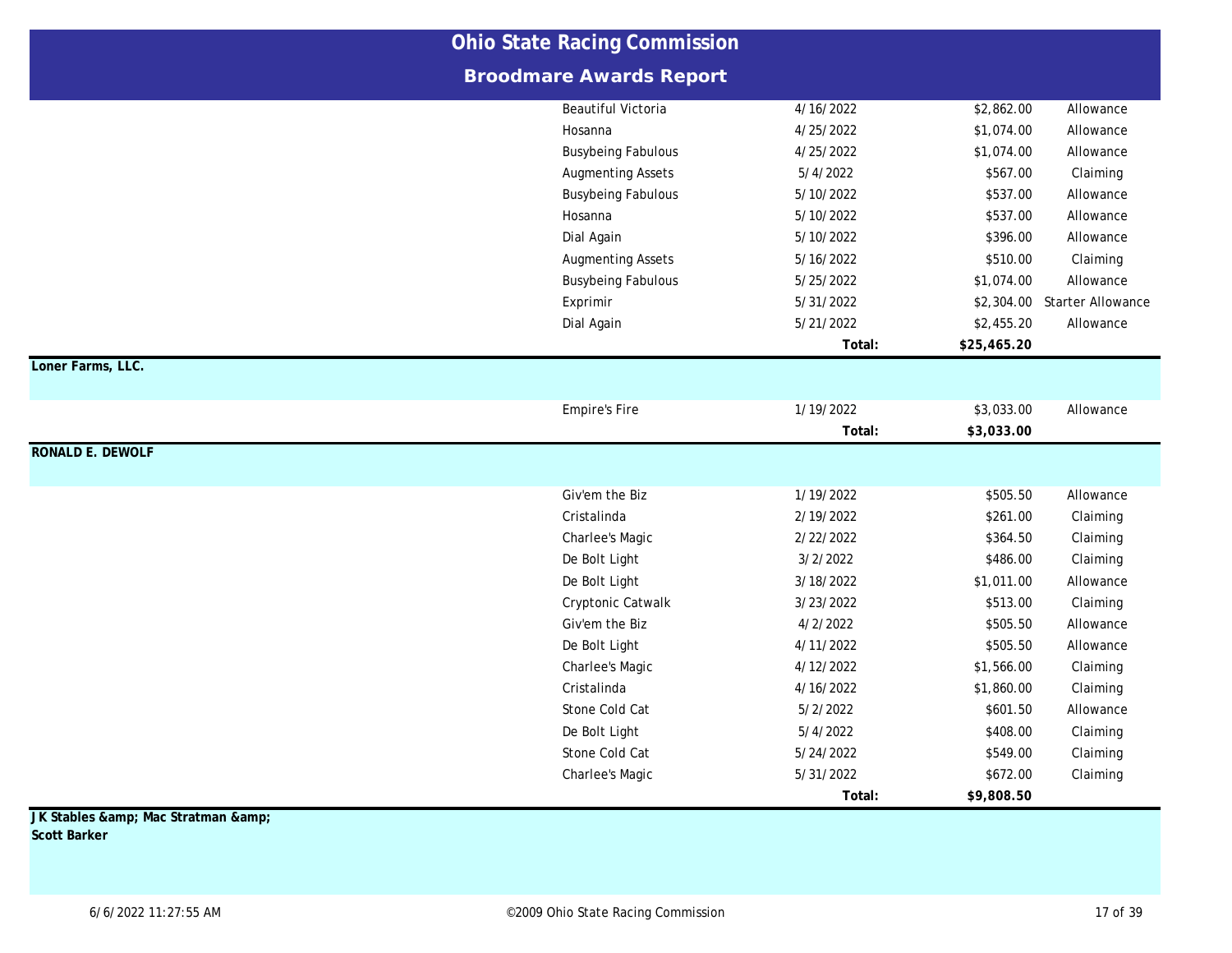# Ohio State Racing Commission

## Broodmare Awards Report

| Owner | Horse | Date | Amount | Race Type |
|---|---|---|---|---|
| | Beautiful Victoria | 4/16/2022 | $2,862.00 | Allowance |
| | Hosanna | 4/25/2022 | $1,074.00 | Allowance |
| | Busybeing Fabulous | 4/25/2022 | $1,074.00 | Allowance |
| | Augmenting Assets | 5/4/2022 | $567.00 | Claiming |
| | Busybeing Fabulous | 5/10/2022 | $537.00 | Allowance |
| | Hosanna | 5/10/2022 | $537.00 | Allowance |
| | Dial Again | 5/10/2022 | $396.00 | Allowance |
| | Augmenting Assets | 5/16/2022 | $510.00 | Claiming |
| | Busybeing Fabulous | 5/25/2022 | $1,074.00 | Allowance |
| | Exprimir | 5/31/2022 | $2,304.00 | Starter Allowance |
| | Dial Again | 5/21/2022 | $2,455.20 | Allowance |
| | | **Total:** | **$25,465.20** | |
| **Loner Farms, LLC.** | | | | |
| | Empire's Fire | 1/19/2022 | $3,033.00 | Allowance |
| | | **Total:** | **$3,033.00** | |
| **RONALD E. DEWOLF** | | | | |
| | Giv'em the Biz | 1/19/2022 | $505.50 | Allowance |
| | Cristalinda | 2/19/2022 | $261.00 | Claiming |
| | Charlee's Magic | 2/22/2022 | $364.50 | Claiming |
| | De Bolt Light | 3/2/2022 | $486.00 | Claiming |
| | De Bolt Light | 3/18/2022 | $1,011.00 | Allowance |
| | Cryptonic Catwalk | 3/23/2022 | $513.00 | Claiming |
| | Giv'em the Biz | 4/2/2022 | $505.50 | Allowance |
| | De Bolt Light | 4/11/2022 | $505.50 | Allowance |
| | Charlee's Magic | 4/12/2022 | $1,566.00 | Claiming |
| | Cristalinda | 4/16/2022 | $1,860.00 | Claiming |
| | Stone Cold Cat | 5/2/2022 | $601.50 | Allowance |
| | De Bolt Light | 5/4/2022 | $408.00 | Claiming |
| | Stone Cold Cat | 5/24/2022 | $549.00 | Claiming |
| | Charlee's Magic | 5/31/2022 | $672.00 | Claiming |
| | | **Total:** | **$9,808.50** | |
| **J K Stables &amp; Mac Stratman &amp; Scott Barker** | | | | |

6/6/2022 11:27:55 AM ©2009 Ohio State Racing Commission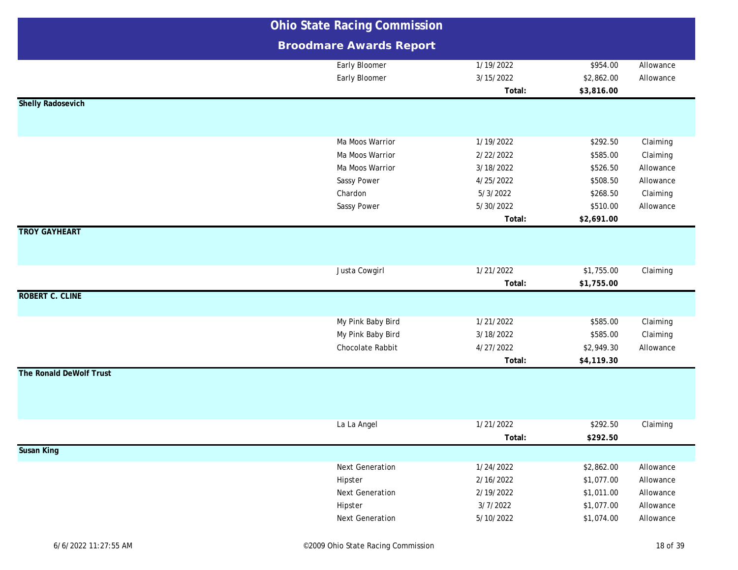# Ohio State Racing Commission

## Broodmare Awards Report

| | Horse | Date | Amount | Type |
|---|---|---|---|---|
| | Early Bloomer | 1/19/2022 | $954.00 | Allowance |
| | Early Bloomer | 3/15/2022 | $2,862.00 | Allowance |
| | | **Total:** | **$3,816.00** | |
| **Shelly Radosevich** | | | | |
| | Ma Moos Warrior | 1/19/2022 | $292.50 | Claiming |
| | Ma Moos Warrior | 2/22/2022 | $585.00 | Claiming |
| | Ma Moos Warrior | 3/18/2022 | $526.50 | Allowance |
| | Sassy Power | 4/25/2022 | $508.50 | Allowance |
| | Chardon | 5/3/2022 | $268.50 | Claiming |
| | Sassy Power | 5/30/2022 | $510.00 | Allowance |
| | | **Total:** | **$2,691.00** | |
| **TROY GAYHEART** | | | | |
| | Justa Cowgirl | 1/21/2022 | $1,755.00 | Claiming |
| | | **Total:** | **$1,755.00** | |
| **ROBERT C. CLINE** | | | | |
| | My Pink Baby Bird | 1/21/2022 | $585.00 | Claiming |
| | My Pink Baby Bird | 3/18/2022 | $585.00 | Claiming |
| | Chocolate Rabbit | 4/27/2022 | $2,949.30 | Allowance |
| | | **Total:** | **$4,119.30** | |
| **The Ronald DeWolf Trust** | | | | |
| | La La Angel | 1/21/2022 | $292.50 | Claiming |
| | | **Total:** | **$292.50** | |
| **Susan King** | | | | |
| | Next Generation | 1/24/2022 | $2,862.00 | Allowance |
| | Hipster | 2/16/2022 | $1,077.00 | Allowance |
| | Next Generation | 2/19/2022 | $1,011.00 | Allowance |
| | Hipster | 3/7/2022 | $1,077.00 | Allowance |
| | Next Generation | 5/10/2022 | $1,074.00 | Allowance |

6/6/2022 11:27:55 AM ©2009 Ohio State Racing Commission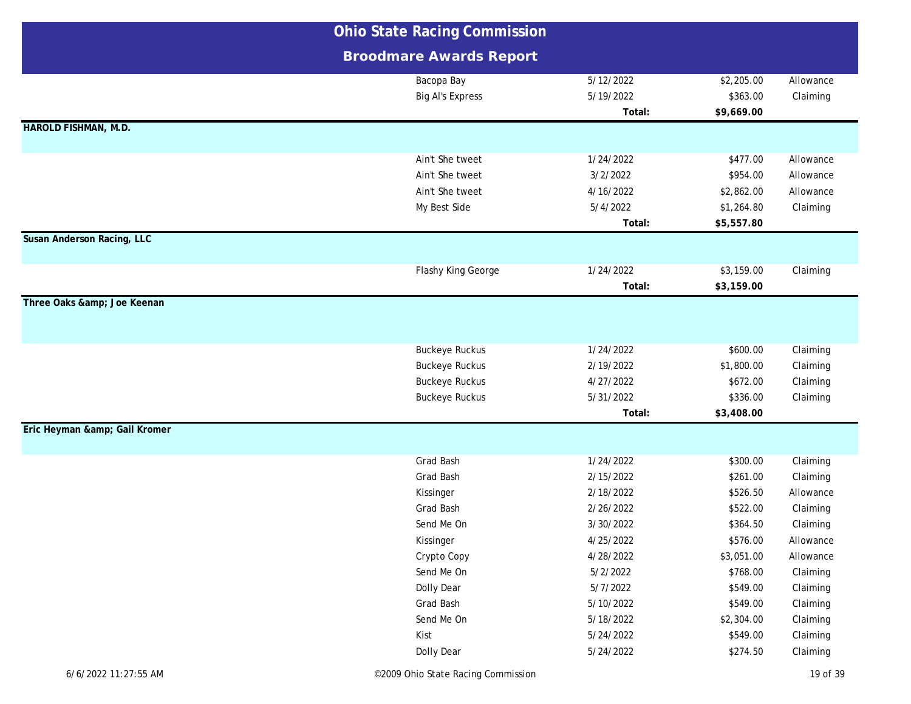# Ohio State Racing Commission

## Broodmare Awards Report

| Owner | Horse | Date | Amount | Type |
|---|---|---|---|---|
| | Bacopa Bay | 5/12/2022 | $2,205.00 | Allowance |
| | Big Al's Express | 5/19/2022 | $363.00 | Claiming |
| | | **Total:** | **$9,669.00** | |
| **HAROLD FISHMAN, M.D.** | | | | |
| | Ain't She tweet | 1/24/2022 | $477.00 | Allowance |
| | Ain't She tweet | 3/2/2022 | $954.00 | Allowance |
| | Ain't She tweet | 4/16/2022 | $2,862.00 | Allowance |
| | My Best Side | 5/4/2022 | $1,264.80 | Claiming |
| | | **Total:** | **$5,557.80** | |
| **Susan Anderson Racing, LLC** | | | | |
| | Flashy King George | 1/24/2022 | $3,159.00 | Claiming |
| | | **Total:** | **$3,159.00** | |
| **Three Oaks &amp; Joe Keenan** | | | | |
| | Buckeye Ruckus | 1/24/2022 | $600.00 | Claiming |
| | Buckeye Ruckus | 2/19/2022 | $1,800.00 | Claiming |
| | Buckeye Ruckus | 4/27/2022 | $672.00 | Claiming |
| | Buckeye Ruckus | 5/31/2022 | $336.00 | Claiming |
| | | **Total:** | **$3,408.00** | |
| **Eric Heyman &amp; Gail Kromer** | | | | |
| | Grad Bash | 1/24/2022 | $300.00 | Claiming |
| | Grad Bash | 2/15/2022 | $261.00 | Claiming |
| | Kissinger | 2/18/2022 | $526.50 | Allowance |
| | Grad Bash | 2/26/2022 | $522.00 | Claiming |
| | Send Me On | 3/30/2022 | $364.50 | Claiming |
| | Kissinger | 4/25/2022 | $576.00 | Allowance |
| | Crypto Copy | 4/28/2022 | $3,051.00 | Allowance |
| | Send Me On | 5/2/2022 | $768.00 | Claiming |
| | Dolly Dear | 5/7/2022 | $549.00 | Claiming |
| | Grad Bash | 5/10/2022 | $549.00 | Claiming |
| | Send Me On | 5/18/2022 | $2,304.00 | Claiming |
| | Kist | 5/24/2022 | $549.00 | Claiming |
| | Dolly Dear | 5/24/2022 | $274.50 | Claiming |

6/6/2022 11:27:55 AM

©2009 Ohio State Racing Commission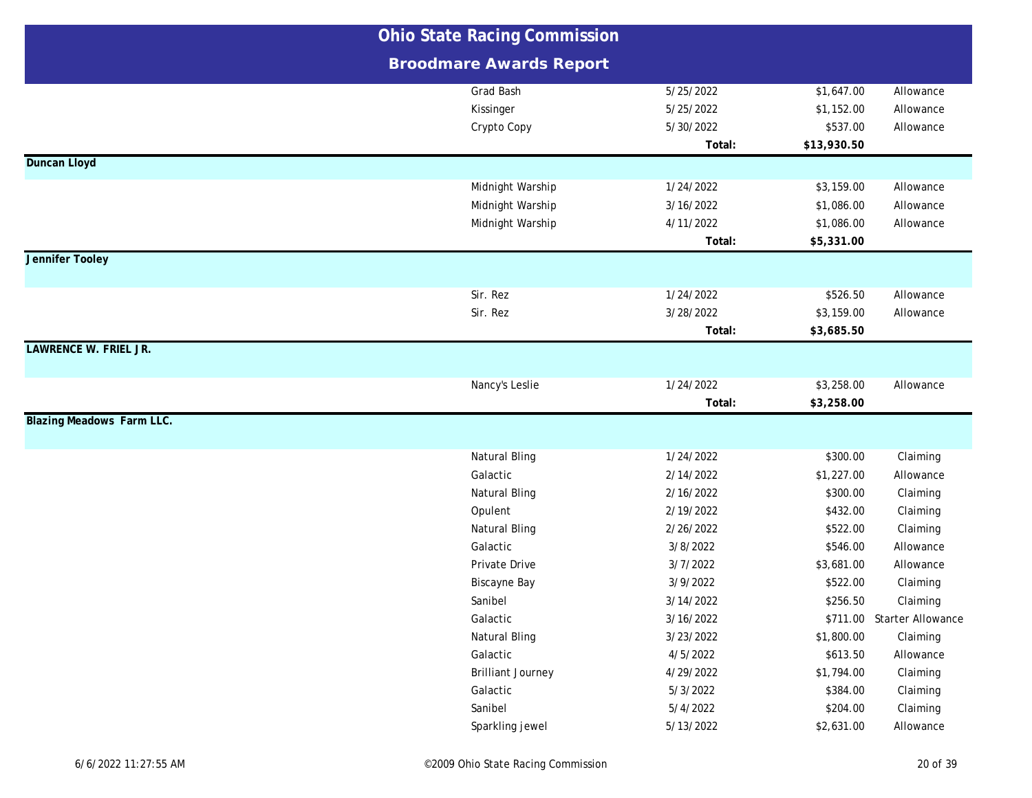# Ohio State Racing Commission

## Broodmare Awards Report

| Owner | Horse | Date | Amount | Race Type |
|---|---|---|---|---|
| | Grad Bash | 5/25/2022 | $1,647.00 | Allowance |
| | Kissinger | 5/25/2022 | $1,152.00 | Allowance |
| | Crypto Copy | 5/30/2022 | $537.00 | Allowance |
| | | **Total:** | **$13,930.50** | |
| **Duncan Lloyd** | | | | |
| | Midnight Warship | 1/24/2022 | $3,159.00 | Allowance |
| | Midnight Warship | 3/16/2022 | $1,086.00 | Allowance |
| | Midnight Warship | 4/11/2022 | $1,086.00 | Allowance |
| | | **Total:** | **$5,331.00** | |
| **Jennifer Tooley** | | | | |
| | Sir. Rez | 1/24/2022 | $526.50 | Allowance |
| | Sir. Rez | 3/28/2022 | $3,159.00 | Allowance |
| | | **Total:** | **$3,685.50** | |
| **LAWRENCE W. FRIEL JR.** | | | | |
| | Nancy's Leslie | 1/24/2022 | $3,258.00 | Allowance |
| | | **Total:** | **$3,258.00** | |
| **Blazing Meadows Farm LLC.** | | | | |
| | Natural Bling | 1/24/2022 | $300.00 | Claiming |
| | Galactic | 2/14/2022 | $1,227.00 | Allowance |
| | Natural Bling | 2/16/2022 | $300.00 | Claiming |
| | Opulent | 2/19/2022 | $432.00 | Claiming |
| | Natural Bling | 2/26/2022 | $522.00 | Claiming |
| | Galactic | 3/8/2022 | $546.00 | Allowance |
| | Private Drive | 3/7/2022 | $3,681.00 | Allowance |
| | Biscayne Bay | 3/9/2022 | $522.00 | Claiming |
| | Sanibel | 3/14/2022 | $256.50 | Claiming |
| | Galactic | 3/16/2022 | $711.00 | Starter Allowance |
| | Natural Bling | 3/23/2022 | $1,800.00 | Claiming |
| | Galactic | 4/5/2022 | $613.50 | Allowance |
| | Brilliant Journey | 4/29/2022 | $1,794.00 | Claiming |
| | Galactic | 5/3/2022 | $384.00 | Claiming |
| | Sanibel | 5/4/2022 | $204.00 | Claiming |
| | Sparkling jewel | 5/13/2022 | $2,631.00 | Allowance |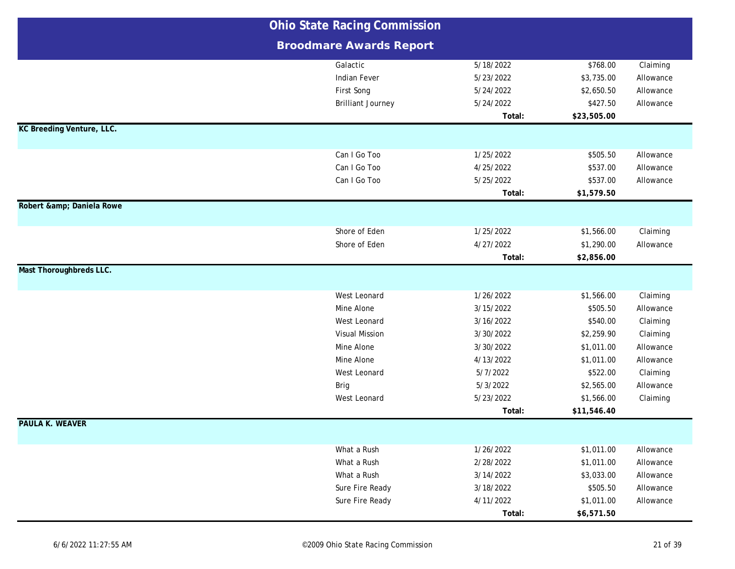# Ohio State Racing Commission

## Broodmare Awards Report

| Owner | Horse | Date | Amount | Type |
|---|---|---|---|---|
| | Galactic | 5/18/2022 | $768.00 | Claiming |
| | Indian Fever | 5/23/2022 | $3,735.00 | Allowance |
| | First Song | 5/24/2022 | $2,650.50 | Allowance |
| | Brilliant Journey | 5/24/2022 | $427.50 | Allowance |
| | | **Total:** | **$23,505.00** | |
| **KC Breeding Venture, LLC.** | | | | |
| | Can I Go Too | 1/25/2022 | $505.50 | Allowance |
| | Can I Go Too | 4/25/2022 | $537.00 | Allowance |
| | Can I Go Too | 5/25/2022 | $537.00 | Allowance |
| | | **Total:** | **$1,579.50** | |
| **Robert &amp; Daniela Rowe** | | | | |
| | Shore of Eden | 1/25/2022 | $1,566.00 | Claiming |
| | Shore of Eden | 4/27/2022 | $1,290.00 | Allowance |
| | | **Total:** | **$2,856.00** | |
| **Mast Thoroughbreds LLC.** | | | | |
| | West Leonard | 1/26/2022 | $1,566.00 | Claiming |
| | Mine Alone | 3/15/2022 | $505.50 | Allowance |
| | West Leonard | 3/16/2022 | $540.00 | Claiming |
| | Visual Mission | 3/30/2022 | $2,259.90 | Claiming |
| | Mine Alone | 3/30/2022 | $1,011.00 | Allowance |
| | Mine Alone | 4/13/2022 | $1,011.00 | Allowance |
| | West Leonard | 5/7/2022 | $522.00 | Claiming |
| | Brig | 5/3/2022 | $2,565.00 | Allowance |
| | West Leonard | 5/23/2022 | $1,566.00 | Claiming |
| | | **Total:** | **$11,546.40** | |
| **PAULA K. WEAVER** | | | | |
| | What a Rush | 1/26/2022 | $1,011.00 | Allowance |
| | What a Rush | 2/28/2022 | $1,011.00 | Allowance |
| | What a Rush | 3/14/2022 | $3,033.00 | Allowance |
| | Sure Fire Ready | 3/18/2022 | $505.50 | Allowance |
| | Sure Fire Ready | 4/11/2022 | $1,011.00 | Allowance |
| | | **Total:** | **$6,571.50** | |

6/6/2022 11:27:55 AM

©2009 Ohio State Racing Commission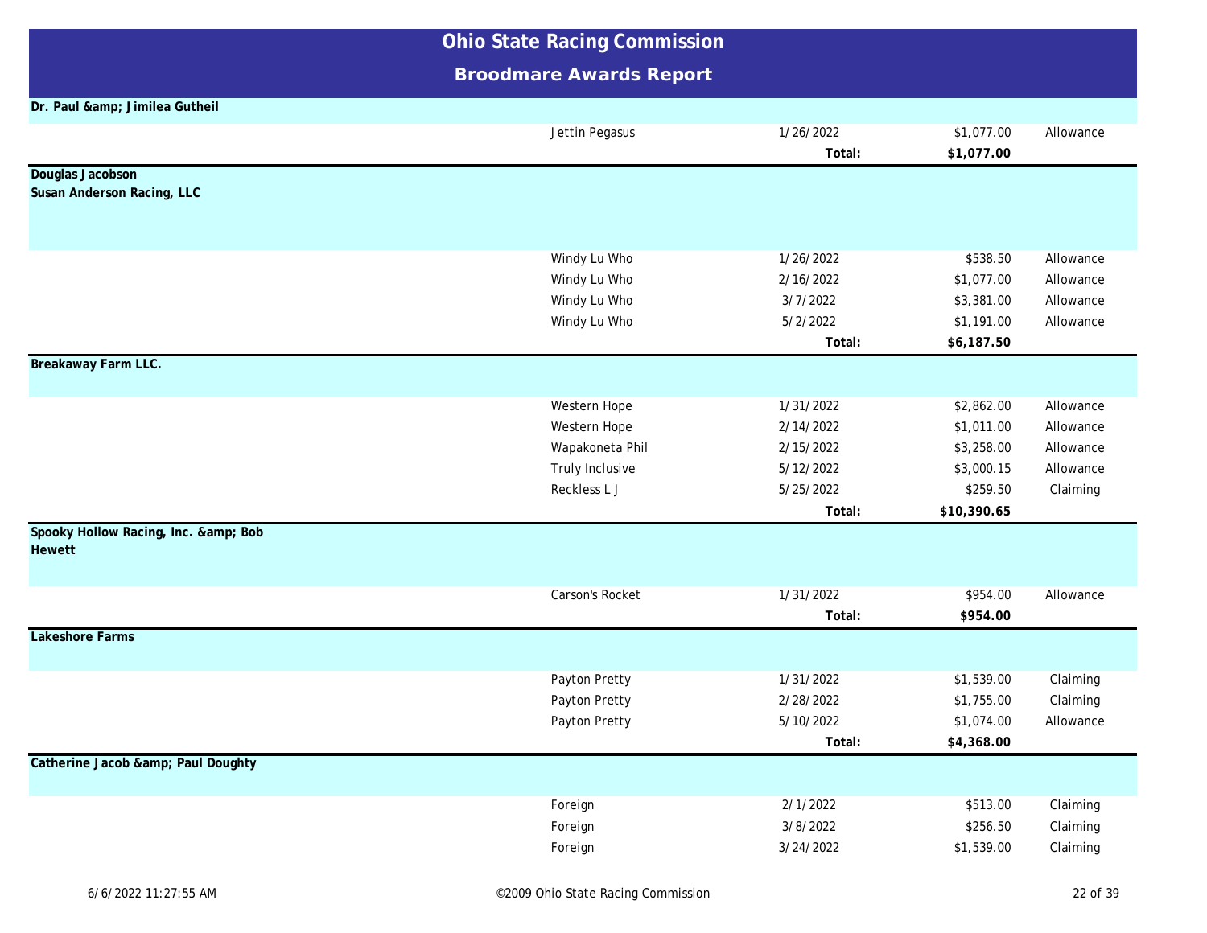# Ohio State Racing Commission

## Broodmare Awards Report

**Dr. Paul &amp; Jimilea Gutheil**

| | Horse | Date | Amount | Type |
|---|---|---|---|---|
| | Jettin Pegasus | 1/26/2022 | $1,077.00 | Allowance |
| | | **Total:** | **$1,077.00** | |

**Douglas Jacobson**
**Susan Anderson Racing, LLC**

| | Horse | Date | Amount | Type |
|---|---|---|---|---|
| | Windy Lu Who | 1/26/2022 | $538.50 | Allowance |
| | Windy Lu Who | 2/16/2022 | $1,077.00 | Allowance |
| | Windy Lu Who | 3/7/2022 | $3,381.00 | Allowance |
| | Windy Lu Who | 5/2/2022 | $1,191.00 | Allowance |
| | | **Total:** | **$6,187.50** | |

**Breakaway Farm LLC.**

| | Horse | Date | Amount | Type |
|---|---|---|---|---|
| | Western Hope | 1/31/2022 | $2,862.00 | Allowance |
| | Western Hope | 2/14/2022 | $1,011.00 | Allowance |
| | Wapakoneta Phil | 2/15/2022 | $3,258.00 | Allowance |
| | Truly Inclusive | 5/12/2022 | $3,000.15 | Allowance |
| | Reckless L J | 5/25/2022 | $259.50 | Claiming |
| | | **Total:** | **$10,390.65** | |

**Spooky Hollow Racing, Inc. &amp; Bob Hewett**

| | Horse | Date | Amount | Type |
|---|---|---|---|---|
| | Carson's Rocket | 1/31/2022 | $954.00 | Allowance |
| | | **Total:** | **$954.00** | |

**Lakeshore Farms**

| | Horse | Date | Amount | Type |
|---|---|---|---|---|
| | Payton Pretty | 1/31/2022 | $1,539.00 | Claiming |
| | Payton Pretty | 2/28/2022 | $1,755.00 | Claiming |
| | Payton Pretty | 5/10/2022 | $1,074.00 | Allowance |
| | | **Total:** | **$4,368.00** | |

**Catherine Jacob &amp; Paul Doughty**

| | Horse | Date | Amount | Type |
|---|---|---|---|---|
| | Foreign | 2/1/2022 | $513.00 | Claiming |
| | Foreign | 3/8/2022 | $256.50 | Claiming |
| | Foreign | 3/24/2022 | $1,539.00 | Claiming |

6/6/2022 11:27:55 AM ©2009 Ohio State Racing Commission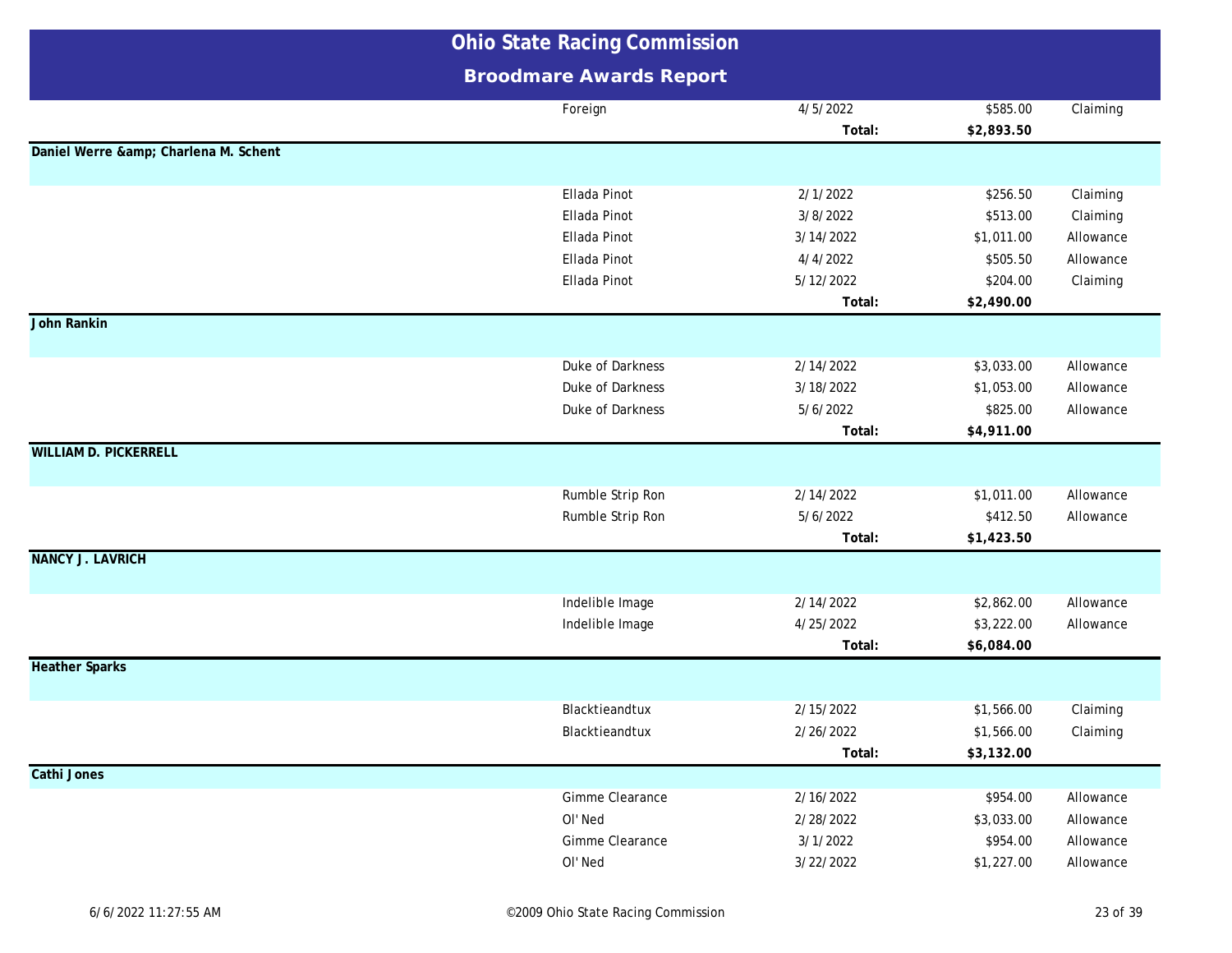# Ohio State Racing Commission

## Broodmare Awards Report

| | Horse | Date | Amount | Type |
|---|---|---|---|---|
| | Foreign | 4/5/2022 | $585.00 | Claiming |
| | | **Total:** | **$2,893.50** | |
| **Daniel Werre &amp; Charlena M. Schent** | | | | |
| | Ellada Pinot | 2/1/2022 | $256.50 | Claiming |
| | Ellada Pinot | 3/8/2022 | $513.00 | Claiming |
| | Ellada Pinot | 3/14/2022 | $1,011.00 | Allowance |
| | Ellada Pinot | 4/4/2022 | $505.50 | Allowance |
| | Ellada Pinot | 5/12/2022 | $204.00 | Claiming |
| | | **Total:** | **$2,490.00** | |
| **John Rankin** | | | | |
| | Duke of Darkness | 2/14/2022 | $3,033.00 | Allowance |
| | Duke of Darkness | 3/18/2022 | $1,053.00 | Allowance |
| | Duke of Darkness | 5/6/2022 | $825.00 | Allowance |
| | | **Total:** | **$4,911.00** | |
| **WILLIAM D. PICKERRELL** | | | | |
| | Rumble Strip Ron | 2/14/2022 | $1,011.00 | Allowance |
| | Rumble Strip Ron | 5/6/2022 | $412.50 | Allowance |
| | | **Total:** | **$1,423.50** | |
| **NANCY J. LAVRICH** | | | | |
| | Indelible Image | 2/14/2022 | $2,862.00 | Allowance |
| | Indelible Image | 4/25/2022 | $3,222.00 | Allowance |
| | | **Total:** | **$6,084.00** | |
| **Heather Sparks** | | | | |
| | Blacktieandtux | 2/15/2022 | $1,566.00 | Claiming |
| | Blacktieandtux | 2/26/2022 | $1,566.00 | Claiming |
| | | **Total:** | **$3,132.00** | |
| **Cathi Jones** | | | | |
| | Gimme Clearance | 2/16/2022 | $954.00 | Allowance |
| | Ol' Ned | 2/28/2022 | $3,033.00 | Allowance |
| | Gimme Clearance | 3/1/2022 | $954.00 | Allowance |
| | Ol' Ned | 3/22/2022 | $1,227.00 | Allowance |

6/6/2022 11:27:55 AM

©2009 Ohio State Racing Commission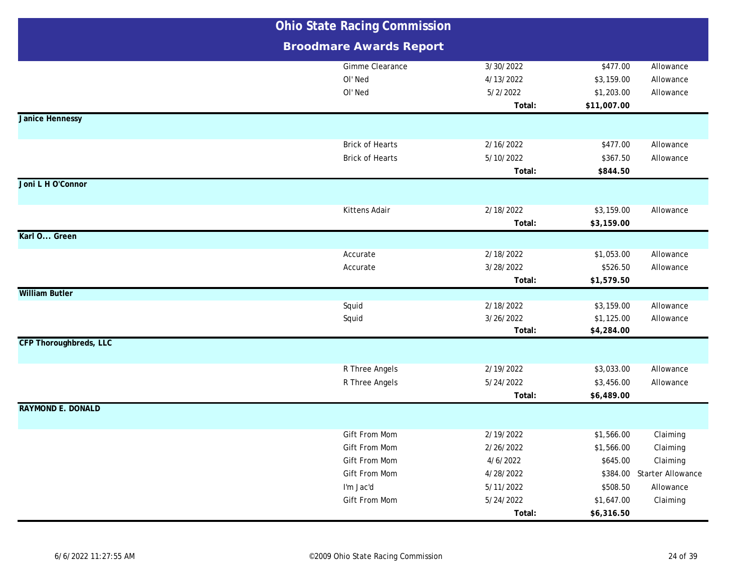# Ohio State Racing Commission

## Broodmare Awards Report

| Owner | Horse | Date | Amount | Race Type |
|---|---|---|---|---|
| | Gimme Clearance | 3/30/2022 | $477.00 | Allowance |
| | Ol' Ned | 4/13/2022 | $3,159.00 | Allowance |
| | Ol' Ned | 5/2/2022 | $1,203.00 | Allowance |
| | | **Total:** | **$11,007.00** | |
| **Janice Hennessy** | | | | |
| | Brick of Hearts | 2/16/2022 | $477.00 | Allowance |
| | Brick of Hearts | 5/10/2022 | $367.50 | Allowance |
| | | **Total:** | **$844.50** | |
| **Joni L H O'Connor** | | | | |
| | Kittens Adair | 2/18/2022 | $3,159.00 | Allowance |
| | | **Total:** | **$3,159.00** | |
| **Karl O... Green** | | | | |
| | Accurate | 2/18/2022 | $1,053.00 | Allowance |
| | Accurate | 3/28/2022 | $526.50 | Allowance |
| | | **Total:** | **$1,579.50** | |
| **William Butler** | | | | |
| | Squid | 2/18/2022 | $3,159.00 | Allowance |
| | Squid | 3/26/2022 | $1,125.00 | Allowance |
| | | **Total:** | **$4,284.00** | |
| **CFP Thoroughbreds, LLC** | | | | |
| | R Three Angels | 2/19/2022 | $3,033.00 | Allowance |
| | R Three Angels | 5/24/2022 | $3,456.00 | Allowance |
| | | **Total:** | **$6,489.00** | |
| **RAYMOND E. DONALD** | | | | |
| | Gift From Mom | 2/19/2022 | $1,566.00 | Claiming |
| | Gift From Mom | 2/26/2022 | $1,566.00 | Claiming |
| | Gift From Mom | 4/6/2022 | $645.00 | Claiming |
| | Gift From Mom | 4/28/2022 | $384.00 | Starter Allowance |
| | I'm Jac'd | 5/11/2022 | $508.50 | Allowance |
| | Gift From Mom | 5/24/2022 | $1,647.00 | Claiming |
| | | **Total:** | **$6,316.50** | |

6/6/2022 11:27:55 AM ©2009 Ohio State Racing Commission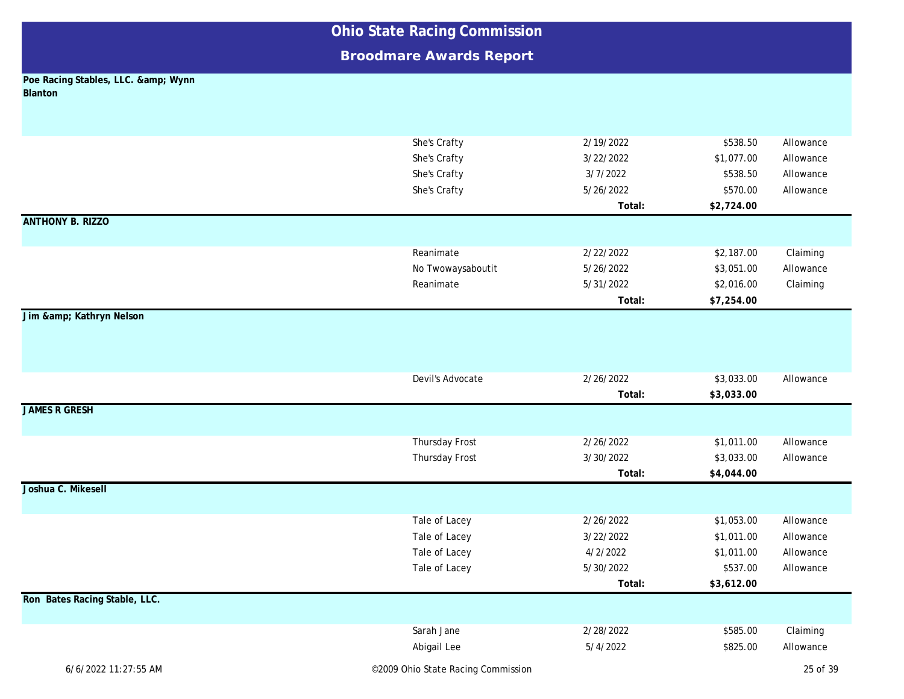# Ohio State Racing Commission

## Broodmare Awards Report

**Poe Racing Stables, LLC. &amp; Wynn Blanton**

| | Horse | Date | Amount | Type |
|---|---|---|---|---|
| | She's Crafty | 2/19/2022 | $538.50 | Allowance |
| | She's Crafty | 3/22/2022 | $1,077.00 | Allowance |
| | She's Crafty | 3/7/2022 | $538.50 | Allowance |
| | She's Crafty | 5/26/2022 | $570.00 | Allowance |
| | | **Total:** | **$2,724.00** | |

**ANTHONY B. RIZZO**

| | Horse | Date | Amount | Type |
|---|---|---|---|---|
| | Reanimate | 2/22/2022 | $2,187.00 | Claiming |
| | No Twowaysaboutit | 5/26/2022 | $3,051.00 | Allowance |
| | Reanimate | 5/31/2022 | $2,016.00 | Claiming |
| | | **Total:** | **$7,254.00** | |

**Jim &amp; Kathryn Nelson**

| | Horse | Date | Amount | Type |
|---|---|---|---|---|
| | Devil's Advocate | 2/26/2022 | $3,033.00 | Allowance |
| | | **Total:** | **$3,033.00** | |

**JAMES R GRESH**

| | Horse | Date | Amount | Type |
|---|---|---|---|---|
| | Thursday Frost | 2/26/2022 | $1,011.00 | Allowance |
| | Thursday Frost | 3/30/2022 | $3,033.00 | Allowance |
| | | **Total:** | **$4,044.00** | |

**Joshua C. Mikesell**

| | Horse | Date | Amount | Type |
|---|---|---|---|---|
| | Tale of Lacey | 2/26/2022 | $1,053.00 | Allowance |
| | Tale of Lacey | 3/22/2022 | $1,011.00 | Allowance |
| | Tale of Lacey | 4/2/2022 | $1,011.00 | Allowance |
| | Tale of Lacey | 5/30/2022 | $537.00 | Allowance |
| | | **Total:** | **$3,612.00** | |

**Ron Bates Racing Stable, LLC.**

| | Horse | Date | Amount | Type |
|---|---|---|---|---|
| | Sarah Jane | 2/28/2022 | $585.00 | Claiming |
| | Abigail Lee | 5/4/2022 | $825.00 | Allowance |

6/6/2022 11:27:55 AM ©2009 Ohio State Racing Commission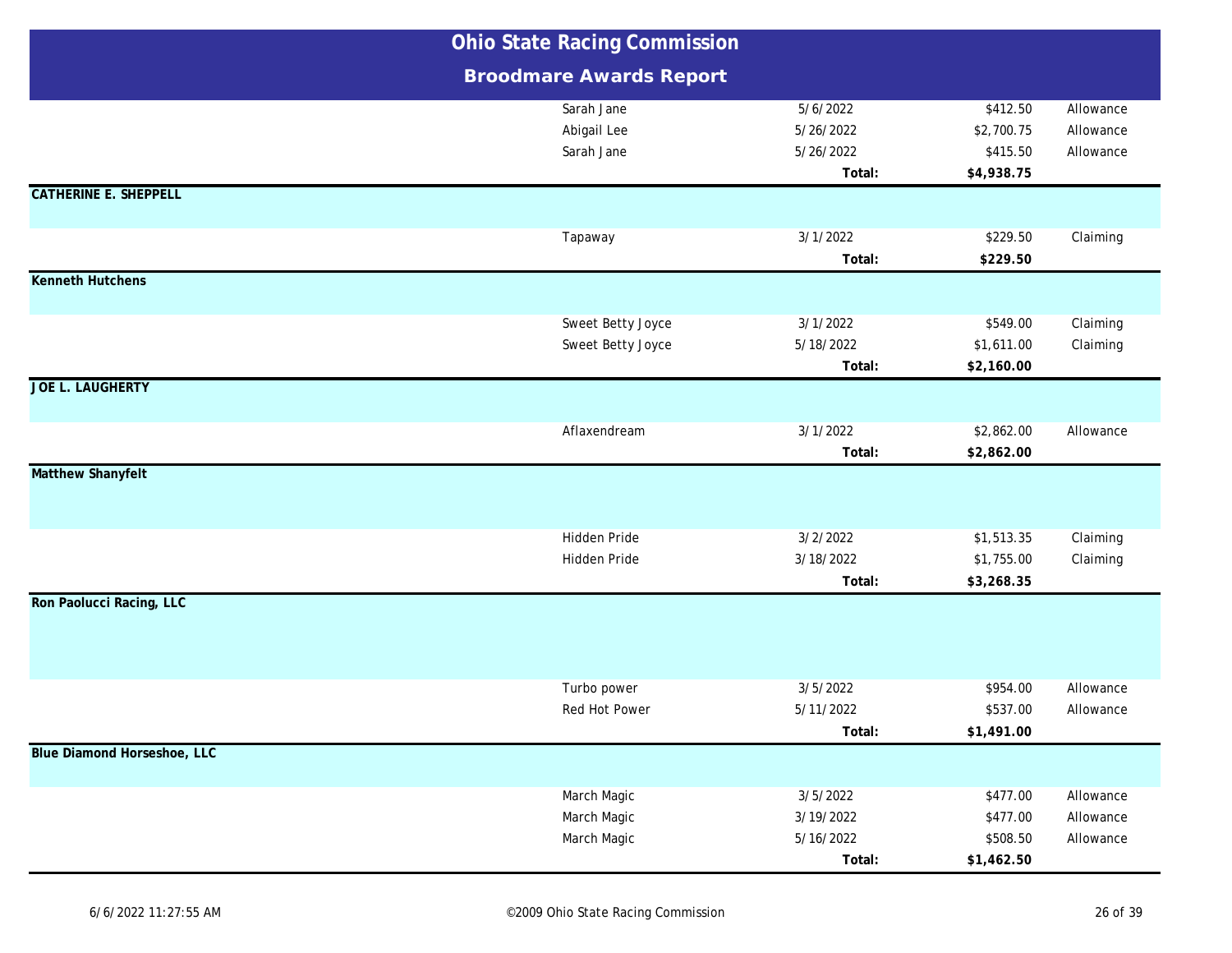# Ohio State Racing Commission

## Broodmare Awards Report

| | Horse | Date | Amount | Type |
|---|---|---|---|---|
| | Sarah Jane | 5/6/2022 | $412.50 | Allowance |
| | Abigail Lee | 5/26/2022 | $2,700.75 | Allowance |
| | Sarah Jane | 5/26/2022 | $415.50 | Allowance |
| | | **Total:** | **$4,938.75** | |
| **CATHERINE E. SHEPPELL** | | | | |
| | Tapaway | 3/1/2022 | $229.50 | Claiming |
| | | **Total:** | **$229.50** | |
| **Kenneth Hutchens** | | | | |
| | Sweet Betty Joyce | 3/1/2022 | $549.00 | Claiming |
| | Sweet Betty Joyce | 5/18/2022 | $1,611.00 | Claiming |
| | | **Total:** | **$2,160.00** | |
| **JOE L. LAUGHERTY** | | | | |
| | Aflaxendream | 3/1/2022 | $2,862.00 | Allowance |
| | | **Total:** | **$2,862.00** | |
| **Matthew Shanyfelt** | | | | |
| | Hidden Pride | 3/2/2022 | $1,513.35 | Claiming |
| | Hidden Pride | 3/18/2022 | $1,755.00 | Claiming |
| | | **Total:** | **$3,268.35** | |
| **Ron Paolucci Racing, LLC** | | | | |
| | Turbo power | 3/5/2022 | $954.00 | Allowance |
| | Red Hot Power | 5/11/2022 | $537.00 | Allowance |
| | | **Total:** | **$1,491.00** | |
| **Blue Diamond Horseshoe, LLC** | | | | |
| | March Magic | 3/5/2022 | $477.00 | Allowance |
| | March Magic | 3/19/2022 | $477.00 | Allowance |
| | March Magic | 5/16/2022 | $508.50 | Allowance |
| | | **Total:** | **$1,462.50** | |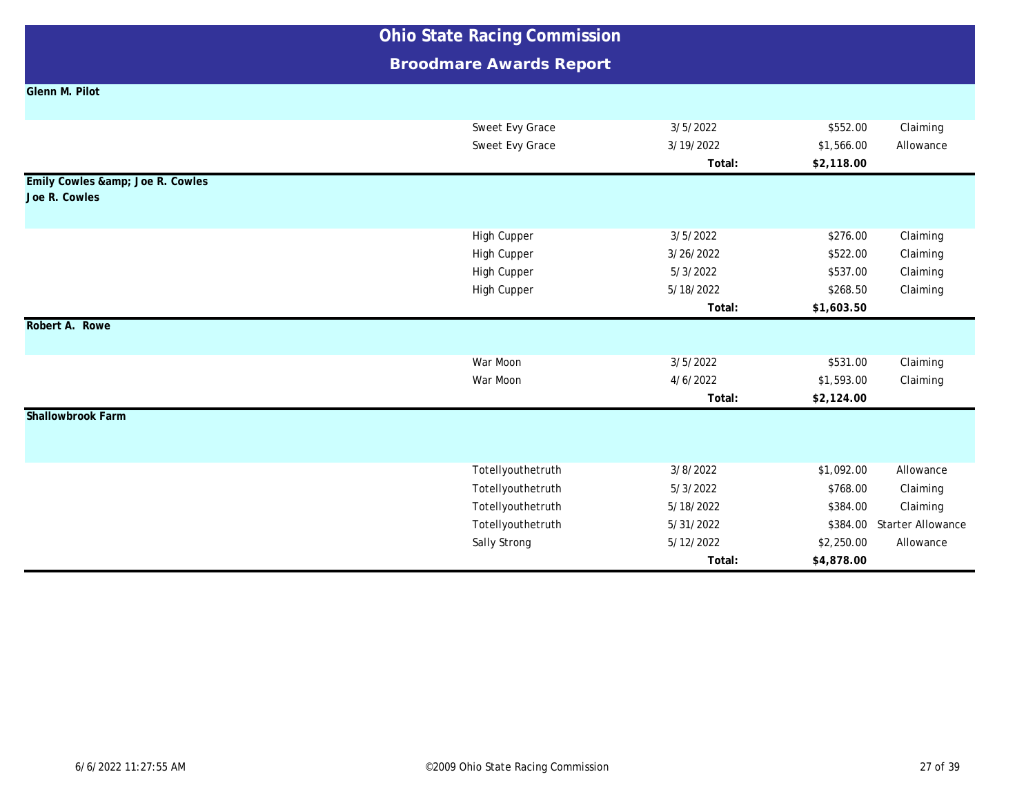# Ohio State Racing Commission

## Broodmare Awards Report

**Glenn M. Pilot**

| Horse | Date | Amount | Race Type |
|---|---|---|---|
| Sweet Evy Grace | 3/5/2022 | $552.00 | Claiming |
| Sweet Evy Grace | 3/19/2022 | $1,566.00 | Allowance |
| | **Total:** | **$2,118.00** | |

**Emily Cowles &amp; Joe R. Cowles**
**Joe R. Cowles**

| Horse | Date | Amount | Race Type |
|---|---|---|---|
| High Cupper | 3/5/2022 | $276.00 | Claiming |
| High Cupper | 3/26/2022 | $522.00 | Claiming |
| High Cupper | 5/3/2022 | $537.00 | Claiming |
| High Cupper | 5/18/2022 | $268.50 | Claiming |
| | **Total:** | **$1,603.50** | |

**Robert A. Rowe**

| Horse | Date | Amount | Race Type |
|---|---|---|---|
| War Moon | 3/5/2022 | $531.00 | Claiming |
| War Moon | 4/6/2022 | $1,593.00 | Claiming |
| | **Total:** | **$2,124.00** | |

**Shallowbrook Farm**

| Horse | Date | Amount | Race Type |
|---|---|---|---|
| Totellyouthetruth | 3/8/2022 | $1,092.00 | Allowance |
| Totellyouthetruth | 5/3/2022 | $768.00 | Claiming |
| Totellyouthetruth | 5/18/2022 | $384.00 | Claiming |
| Totellyouthetruth | 5/31/2022 | $384.00 | Starter Allowance |
| Sally Strong | 5/12/2022 | $2,250.00 | Allowance |
| | **Total:** | **$4,878.00** | |

6/6/2022 11:27:55 AM

©2009 Ohio State Racing Commission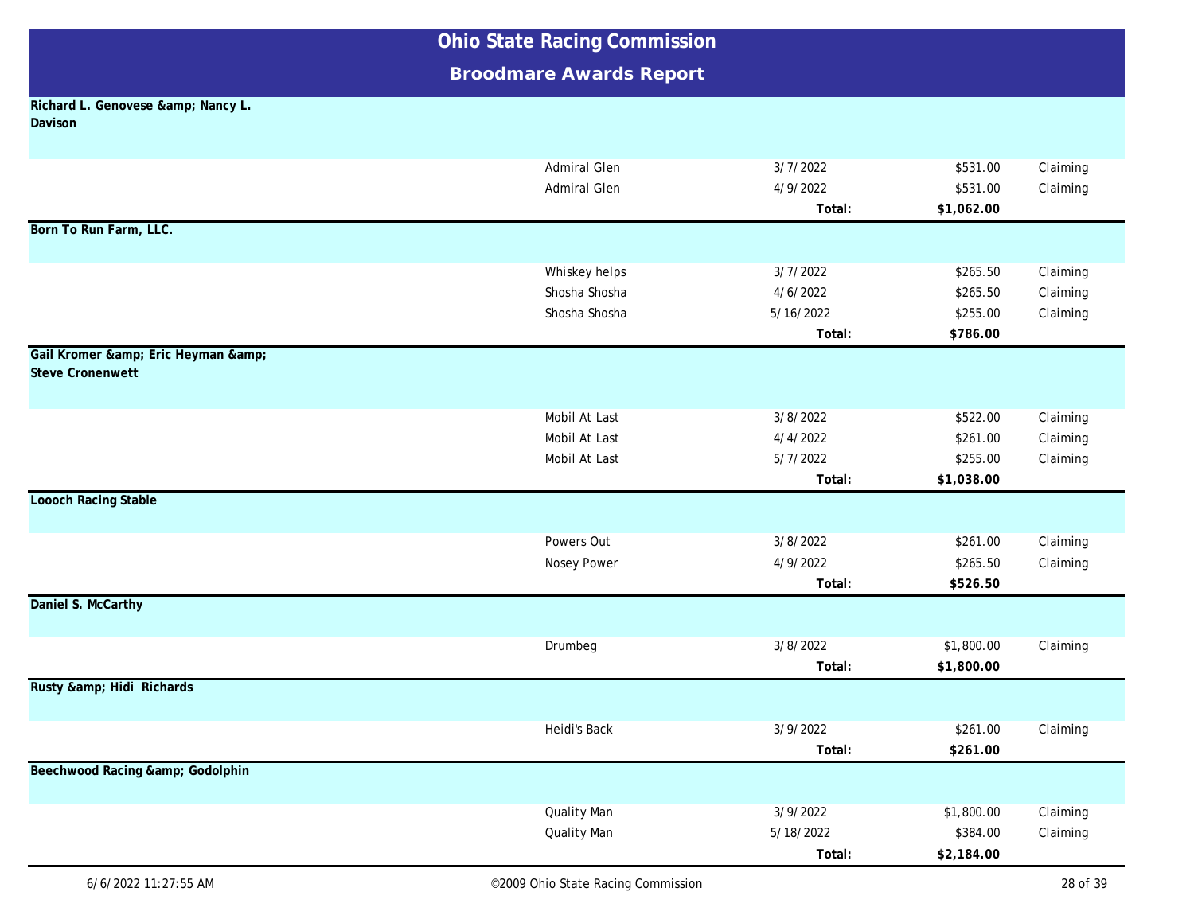# Ohio State Racing Commission

## Broodmare Awards Report

**Richard L. Genovese &amp; Nancy L. Davison**

| | Horse | Date | Amount | Type |
|---|---|---|---|---|
| | Admiral Glen | 3/7/2022 | $531.00 | Claiming |
| | Admiral Glen | 4/9/2022 | $531.00 | Claiming |
| | | **Total:** | **$1,062.00** | |

**Born To Run Farm, LLC.**

| | Horse | Date | Amount | Type |
|---|---|---|---|---|
| | Whiskey helps | 3/7/2022 | $265.50 | Claiming |
| | Shosha Shosha | 4/6/2022 | $265.50 | Claiming |
| | Shosha Shosha | 5/16/2022 | $255.00 | Claiming |
| | | **Total:** | **$786.00** | |

**Gail Kromer &amp; Eric Heyman &amp; Steve Cronenwett**

| | Horse | Date | Amount | Type |
|---|---|---|---|---|
| | Mobil At Last | 3/8/2022 | $522.00 | Claiming |
| | Mobil At Last | 4/4/2022 | $261.00 | Claiming |
| | Mobil At Last | 5/7/2022 | $255.00 | Claiming |
| | | **Total:** | **$1,038.00** | |

**Loooch Racing Stable**

| | Horse | Date | Amount | Type |
|---|---|---|---|---|
| | Powers Out | 3/8/2022 | $261.00 | Claiming |
| | Nosey Power | 4/9/2022 | $265.50 | Claiming |
| | | **Total:** | **$526.50** | |

**Daniel S. McCarthy**

| | Horse | Date | Amount | Type |
|---|---|---|---|---|
| | Drumbeg | 3/8/2022 | $1,800.00 | Claiming |
| | | **Total:** | **$1,800.00** | |

**Rusty &amp; Hidi Richards**

| | Horse | Date | Amount | Type |
|---|---|---|---|---|
| | Heidi's Back | 3/9/2022 | $261.00 | Claiming |
| | | **Total:** | **$261.00** | |

**Beechwood Racing &amp; Godolphin**

| | Horse | Date | Amount | Type |
|---|---|---|---|---|
| | Quality Man | 3/9/2022 | $1,800.00 | Claiming |
| | Quality Man | 5/18/2022 | $384.00 | Claiming |
| | | **Total:** | **$2,184.00** | |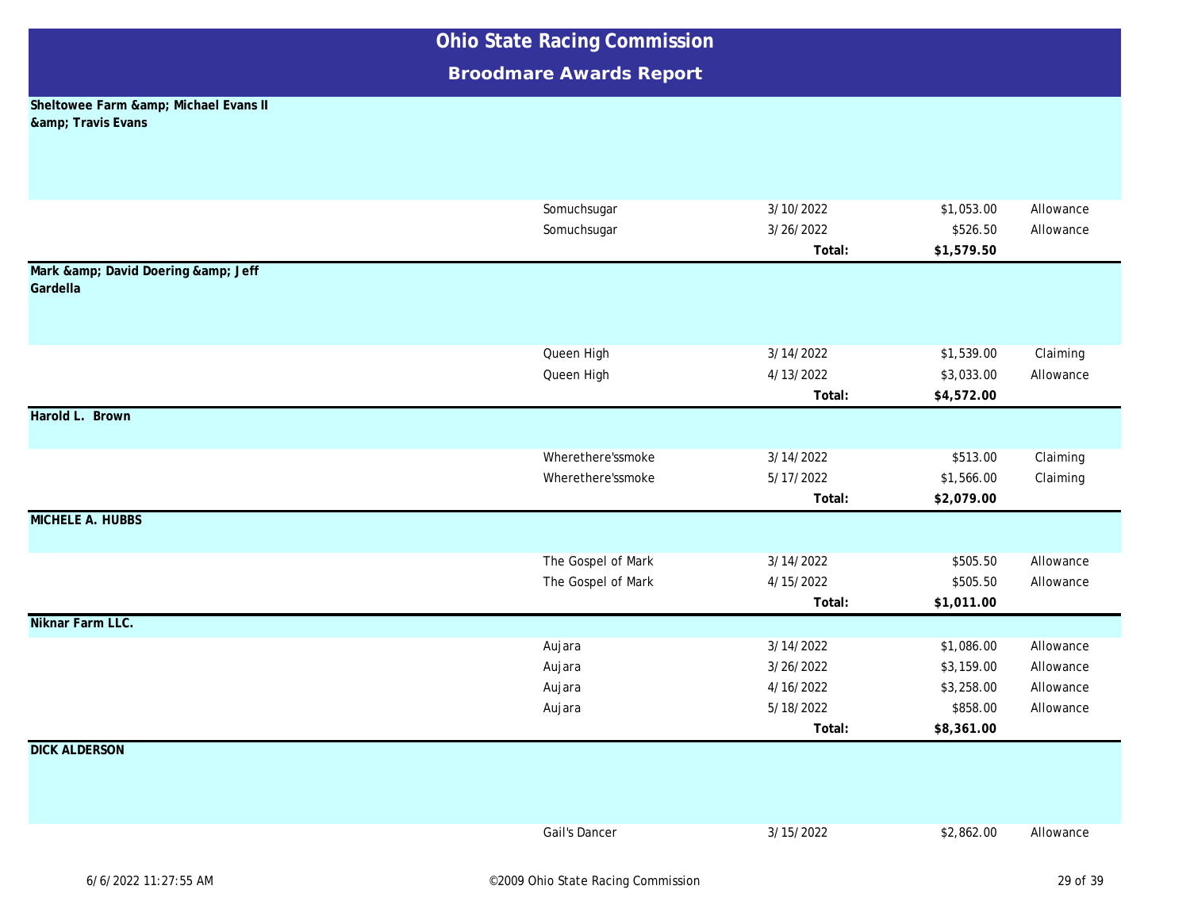# Ohio State Racing Commission

## Broodmare Awards Report

**Sheltowee Farm &amp; Michael Evans II &amp; Travis Evans**

| | Horse | Date | Amount | Type |
|---|---|---|---|---|
| | Somuchsugar | 3/10/2022 | $1,053.00 | Allowance |
| | Somuchsugar | 3/26/2022 | $526.50 | Allowance |
| | | **Total:** | **$1,579.50** | |

**Mark &amp; David Doering &amp; Jeff Gardella**

| | Horse | Date | Amount | Type |
|---|---|---|---|---|
| | Queen High | 3/14/2022 | $1,539.00 | Claiming |
| | Queen High | 4/13/2022 | $3,033.00 | Allowance |
| | | **Total:** | **$4,572.00** | |

**Harold L. Brown**

| | Horse | Date | Amount | Type |
|---|---|---|---|---|
| | Wherethere'ssmoke | 3/14/2022 | $513.00 | Claiming |
| | Wherethere'ssmoke | 5/17/2022 | $1,566.00 | Claiming |
| | | **Total:** | **$2,079.00** | |

**MICHELE A. HUBBS**

| | Horse | Date | Amount | Type |
|---|---|---|---|---|
| | The Gospel of Mark | 3/14/2022 | $505.50 | Allowance |
| | The Gospel of Mark | 4/15/2022 | $505.50 | Allowance |
| | | **Total:** | **$1,011.00** | |

**Niknar Farm LLC.**

| | Horse | Date | Amount | Type |
|---|---|---|---|---|
| | Aujara | 3/14/2022 | $1,086.00 | Allowance |
| | Aujara | 3/26/2022 | $3,159.00 | Allowance |
| | Aujara | 4/16/2022 | $3,258.00 | Allowance |
| | Aujara | 5/18/2022 | $858.00 | Allowance |
| | | **Total:** | **$8,361.00** | |

**DICK ALDERSON**

| | Horse | Date | Amount | Type |
|---|---|---|---|---|
| | Gail's Dancer | 3/15/2022 | $2,862.00 | Allowance |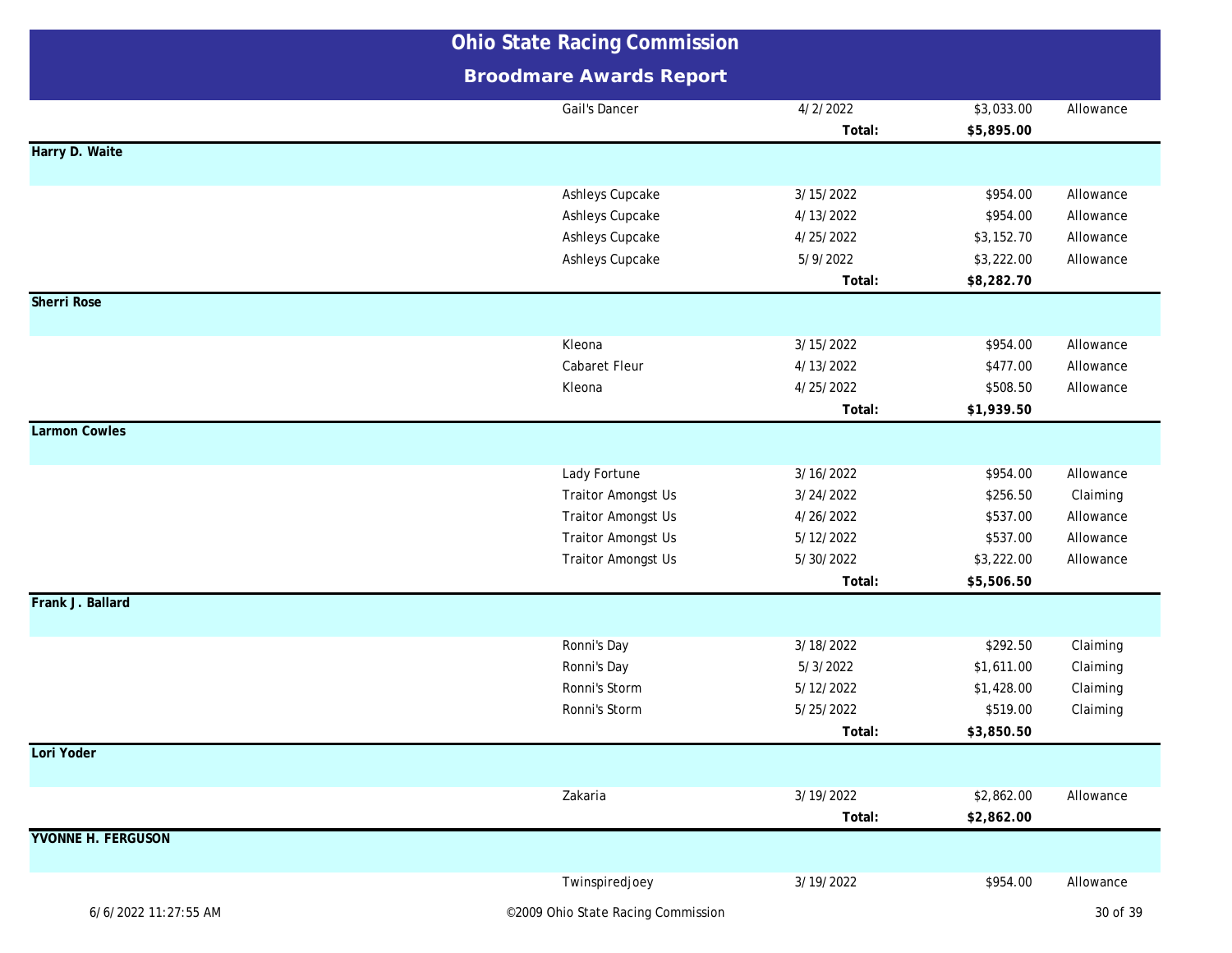# Ohio State Racing Commission

## Broodmare Awards Report

| | Horse | Date | Amount | Type |
|---|---|---|---|---|
| | Gail's Dancer | 4/2/2022 | $3,033.00 | Allowance |
| | | **Total:** | **$5,895.00** | |
| **Harry D. Waite** | | | | |
| | Ashleys Cupcake | 3/15/2022 | $954.00 | Allowance |
| | Ashleys Cupcake | 4/13/2022 | $954.00 | Allowance |
| | Ashleys Cupcake | 4/25/2022 | $3,152.70 | Allowance |
| | Ashleys Cupcake | 5/9/2022 | $3,222.00 | Allowance |
| | | **Total:** | **$8,282.70** | |
| **Sherri Rose** | | | | |
| | Kleona | 3/15/2022 | $954.00 | Allowance |
| | Cabaret Fleur | 4/13/2022 | $477.00 | Allowance |
| | Kleona | 4/25/2022 | $508.50 | Allowance |
| | | **Total:** | **$1,939.50** | |
| **Larmon Cowles** | | | | |
| | Lady Fortune | 3/16/2022 | $954.00 | Allowance |
| | Traitor Amongst Us | 3/24/2022 | $256.50 | Claiming |
| | Traitor Amongst Us | 4/26/2022 | $537.00 | Allowance |
| | Traitor Amongst Us | 5/12/2022 | $537.00 | Allowance |
| | Traitor Amongst Us | 5/30/2022 | $3,222.00 | Allowance |
| | | **Total:** | **$5,506.50** | |
| **Frank J. Ballard** | | | | |
| | Ronni's Day | 3/18/2022 | $292.50 | Claiming |
| | Ronni's Day | 5/3/2022 | $1,611.00 | Claiming |
| | Ronni's Storm | 5/12/2022 | $1,428.00 | Claiming |
| | Ronni's Storm | 5/25/2022 | $519.00 | Claiming |
| | | **Total:** | **$3,850.50** | |
| **Lori Yoder** | | | | |
| | Zakaria | 3/19/2022 | $2,862.00 | Allowance |
| | | **Total:** | **$2,862.00** | |
| **YVONNE H. FERGUSON** | | | | |
| | Twinspiredjoey | 3/19/2022 | $954.00 | Allowance |

6/6/2022 11:27:55 AM ©2009 Ohio State Racing Commission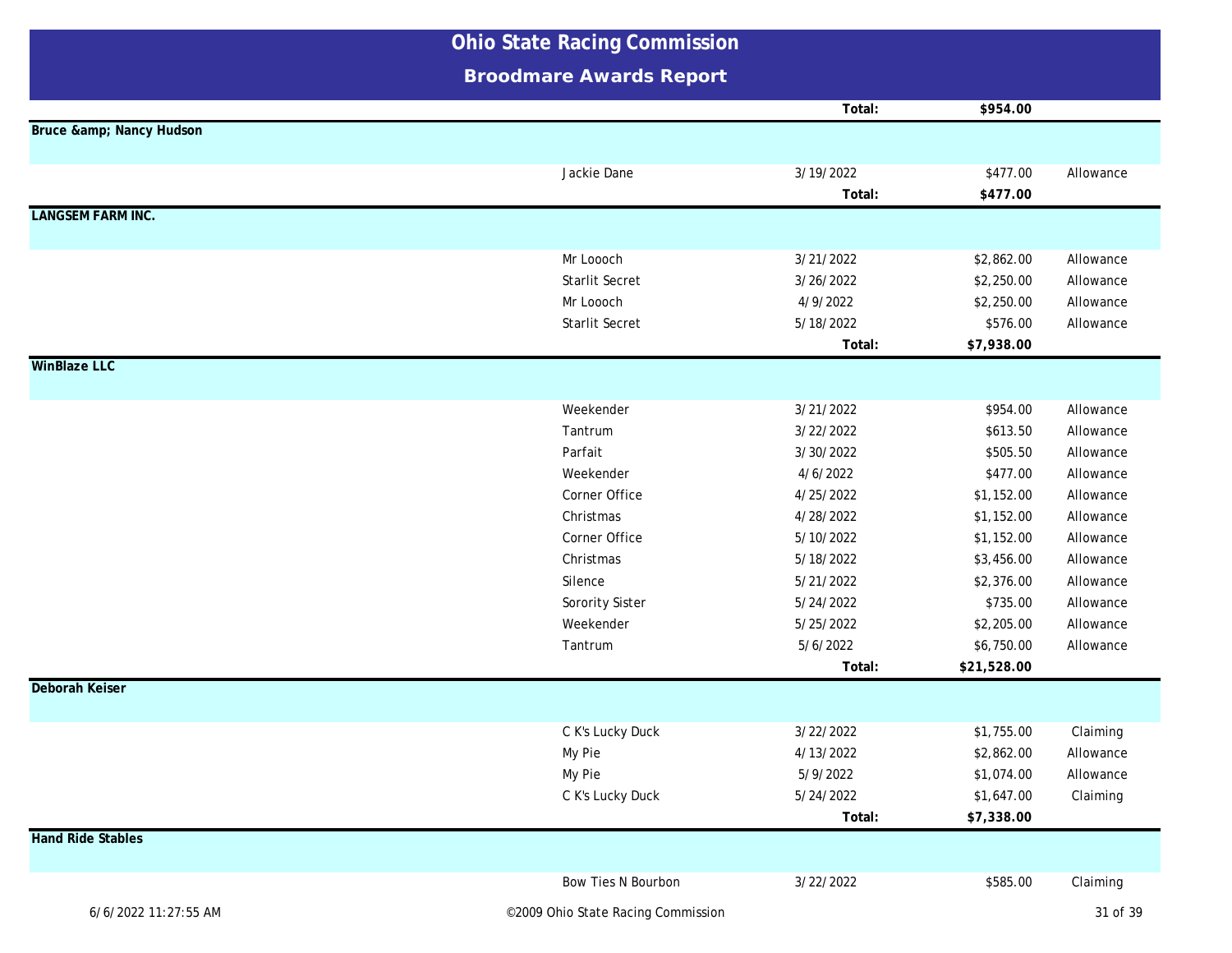# Ohio State Racing Commission

## Broodmare Awards Report

| Owner | Horse | Date | Amount | Type |
|---|---|---|---|---|
| | | Total: | $954.00 | |
| **Bruce &amp; Nancy Hudson** | | | | |
| | Jackie Dane | 3/19/2022 | $477.00 | Allowance |
| | | Total: | $477.00 | |
| **LANGSEM FARM INC.** | | | | |
| | Mr Loooch | 3/21/2022 | $2,862.00 | Allowance |
| | Starlit Secret | 3/26/2022 | $2,250.00 | Allowance |
| | Mr Loooch | 4/9/2022 | $2,250.00 | Allowance |
| | Starlit Secret | 5/18/2022 | $576.00 | Allowance |
| | | Total: | $7,938.00 | |
| **WinBlaze LLC** | | | | |
| | Weekender | 3/21/2022 | $954.00 | Allowance |
| | Tantrum | 3/22/2022 | $613.50 | Allowance |
| | Parfait | 3/30/2022 | $505.50 | Allowance |
| | Weekender | 4/6/2022 | $477.00 | Allowance |
| | Corner Office | 4/25/2022 | $1,152.00 | Allowance |
| | Christmas | 4/28/2022 | $1,152.00 | Allowance |
| | Corner Office | 5/10/2022 | $1,152.00 | Allowance |
| | Christmas | 5/18/2022 | $3,456.00 | Allowance |
| | Silence | 5/21/2022 | $2,376.00 | Allowance |
| | Sorority Sister | 5/24/2022 | $735.00 | Allowance |
| | Weekender | 5/25/2022 | $2,205.00 | Allowance |
| | Tantrum | 5/6/2022 | $6,750.00 | Allowance |
| | | Total: | $21,528.00 | |
| **Deborah Keiser** | | | | |
| | C K's Lucky Duck | 3/22/2022 | $1,755.00 | Claiming |
| | My Pie | 4/13/2022 | $2,862.00 | Allowance |
| | My Pie | 5/9/2022 | $1,074.00 | Allowance |
| | C K's Lucky Duck | 5/24/2022 | $1,647.00 | Claiming |
| | | Total: | $7,338.00 | |
| **Hand Ride Stables** | | | | |
| | Bow Ties N Bourbon | 3/22/2022 | $585.00 | Claiming |

6/6/2022 11:27:55 AM ©2009 Ohio State Racing Commission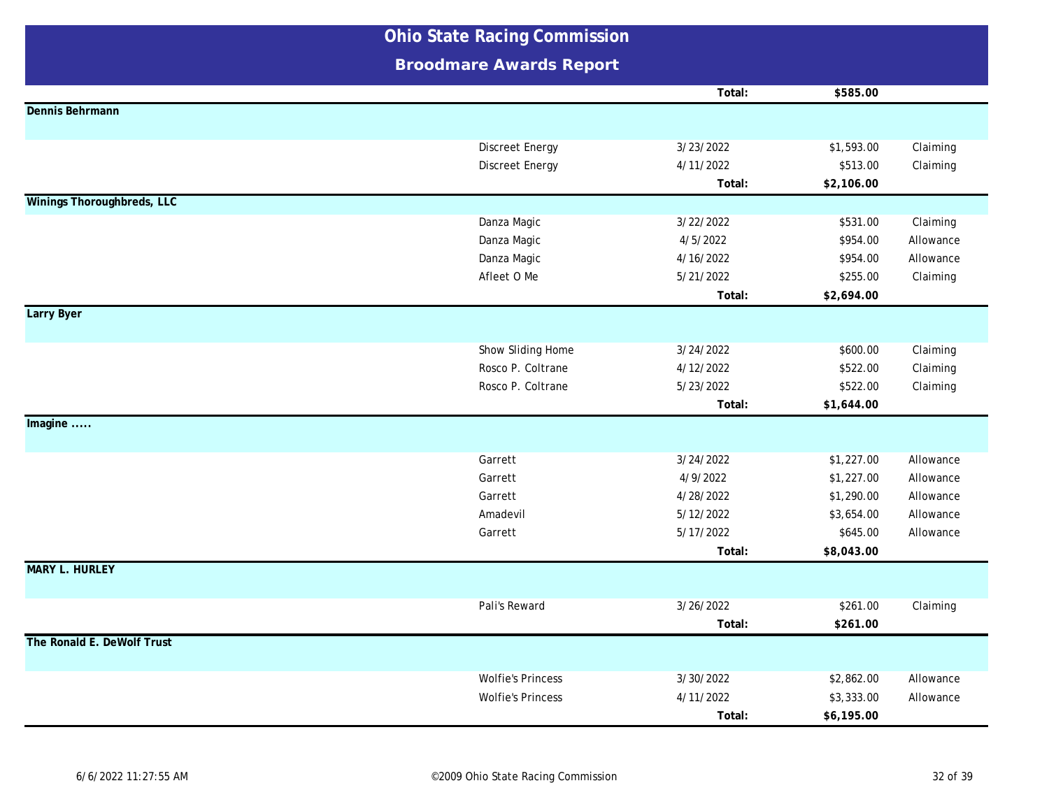# Ohio State Racing Commission

## Broodmare Awards Report

| Owner | Horse | Date | Amount | Race Type |
|---|---|---|---|---|
| | | Total: | **$585.00** | |
| **Dennis Behrmann** | | | | |
| | Discreet Energy | 3/23/2022 | $1,593.00 | Claiming |
| | Discreet Energy | 4/11/2022 | $513.00 | Claiming |
| | | Total: | **$2,106.00** | |
| **Winings Thoroughbreds, LLC** | | | | |
| | Danza Magic | 3/22/2022 | $531.00 | Claiming |
| | Danza Magic | 4/5/2022 | $954.00 | Allowance |
| | Danza Magic | 4/16/2022 | $954.00 | Allowance |
| | Afleet O Me | 5/21/2022 | $255.00 | Claiming |
| | | Total: | **$2,694.00** | |
| **Larry Byer** | | | | |
| | Show Sliding Home | 3/24/2022 | $600.00 | Claiming |
| | Rosco P. Coltrane | 4/12/2022 | $522.00 | Claiming |
| | Rosco P. Coltrane | 5/23/2022 | $522.00 | Claiming |
| | | Total: | **$1,644.00** | |
| **Imagine .....** | | | | |
| | Garrett | 3/24/2022 | $1,227.00 | Allowance |
| | Garrett | 4/9/2022 | $1,227.00 | Allowance |
| | Garrett | 4/28/2022 | $1,290.00 | Allowance |
| | Amadevil | 5/12/2022 | $3,654.00 | Allowance |
| | Garrett | 5/17/2022 | $645.00 | Allowance |
| | | Total: | **$8,043.00** | |
| **MARY L. HURLEY** | | | | |
| | Pali's Reward | 3/26/2022 | $261.00 | Claiming |
| | | Total: | **$261.00** | |
| **The Ronald E. DeWolf Trust** | | | | |
| | Wolfie's Princess | 3/30/2022 | $2,862.00 | Allowance |
| | Wolfie's Princess | 4/11/2022 | $3,333.00 | Allowance |
| | | Total: | **$6,195.00** | |

6/6/2022 11:27:55 AM ©2009 Ohio State Racing Commission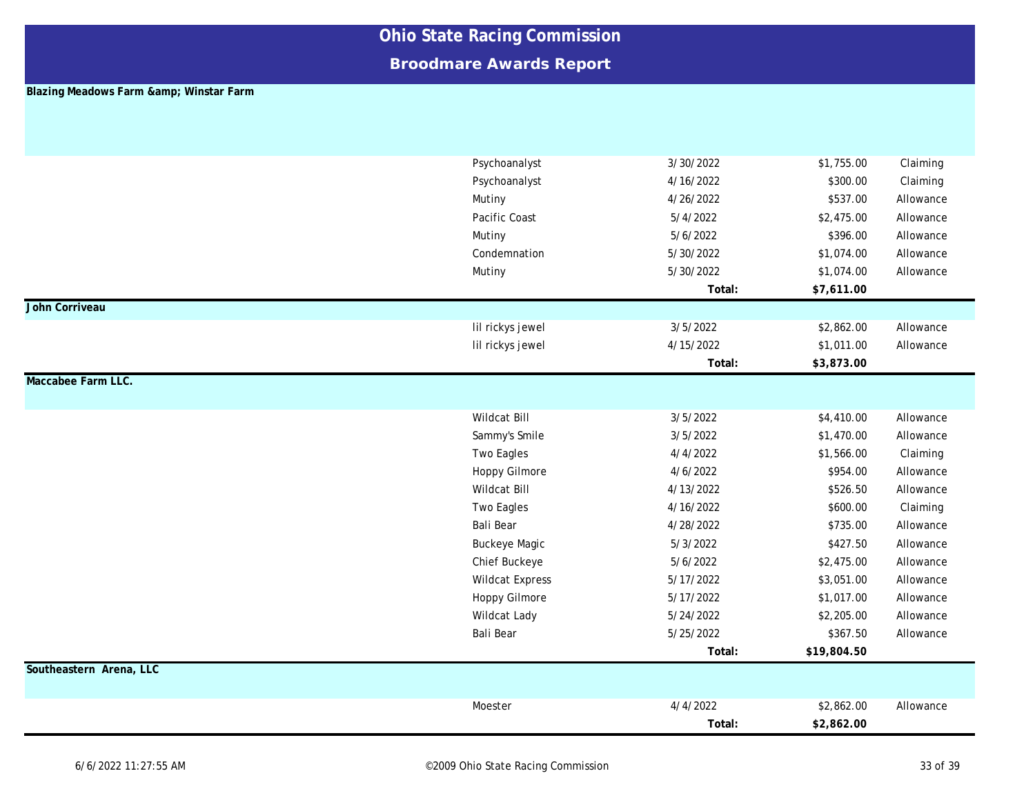# Ohio State Racing Commission

## Broodmare Awards Report

**Blazing Meadows Farm &amp; Winstar Farm**

| Horse | Date | Amount | Type |
|---|---|---|---|
| Psychoanalyst | 3/30/2022 | $1,755.00 | Claiming |
| Psychoanalyst | 4/16/2022 | $300.00 | Claiming |
| Mutiny | 4/26/2022 | $537.00 | Allowance |
| Pacific Coast | 5/4/2022 | $2,475.00 | Allowance |
| Mutiny | 5/6/2022 | $396.00 | Allowance |
| Condemnation | 5/30/2022 | $1,074.00 | Allowance |
| Mutiny | 5/30/2022 | $1,074.00 | Allowance |
| | **Total:** | **$7,611.00** | |

**John Corriveau**

| Horse | Date | Amount | Type |
|---|---|---|---|
| lil rickys jewel | 3/5/2022 | $2,862.00 | Allowance |
| lil rickys jewel | 4/15/2022 | $1,011.00 | Allowance |
| | **Total:** | **$3,873.00** | |

**Maccabee Farm LLC.**

| Horse | Date | Amount | Type |
|---|---|---|---|
| Wildcat Bill | 3/5/2022 | $4,410.00 | Allowance |
| Sammy's Smile | 3/5/2022 | $1,470.00 | Allowance |
| Two Eagles | 4/4/2022 | $1,566.00 | Claiming |
| Hoppy Gilmore | 4/6/2022 | $954.00 | Allowance |
| Wildcat Bill | 4/13/2022 | $526.50 | Allowance |
| Two Eagles | 4/16/2022 | $600.00 | Claiming |
| Bali Bear | 4/28/2022 | $735.00 | Allowance |
| Buckeye Magic | 5/3/2022 | $427.50 | Allowance |
| Chief Buckeye | 5/6/2022 | $2,475.00 | Allowance |
| Wildcat Express | 5/17/2022 | $3,051.00 | Allowance |
| Hoppy Gilmore | 5/17/2022 | $1,017.00 | Allowance |
| Wildcat Lady | 5/24/2022 | $2,205.00 | Allowance |
| Bali Bear | 5/25/2022 | $367.50 | Allowance |
| | **Total:** | **$19,804.50** | |

**Southeastern Arena, LLC**

| Horse | Date | Amount | Type |
|---|---|---|---|
| Moester | 4/4/2022 | $2,862.00 | Allowance |
| | **Total:** | **$2,862.00** | |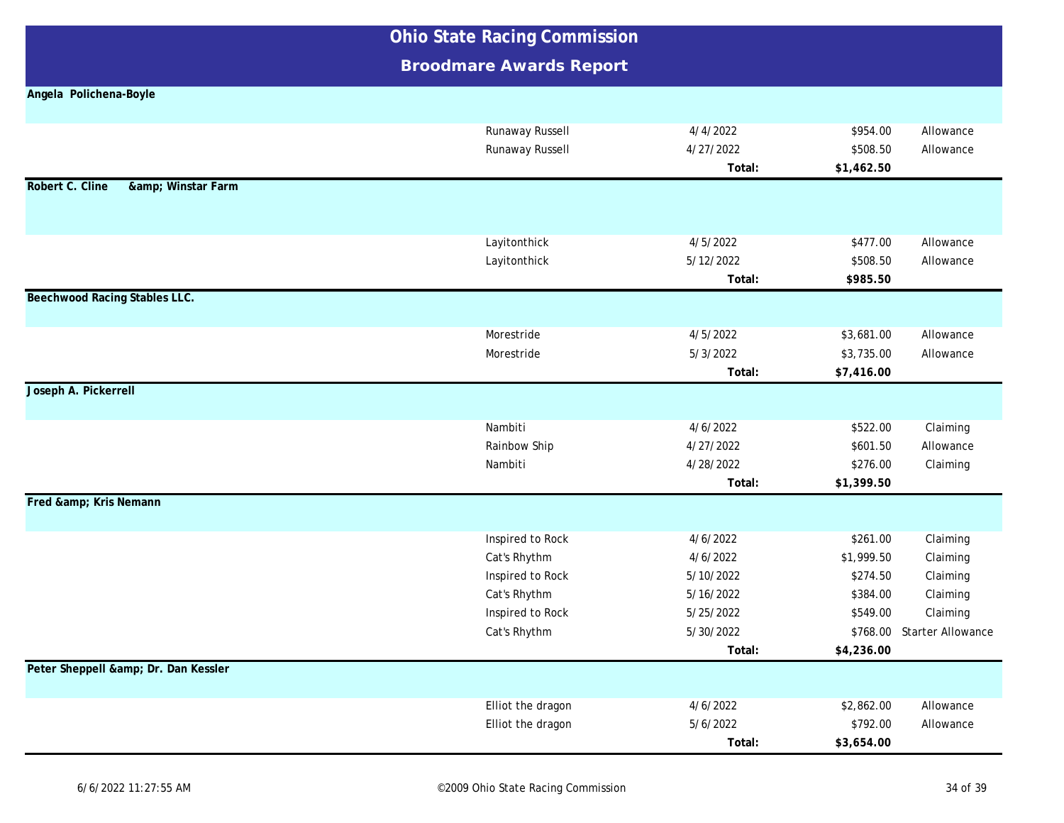# Ohio State Racing Commission

## Broodmare Awards Report

**Angela Polichena-Boyle**

| Horse | Date | Amount | Race Type |
|---|---|---|---|
| Runaway Russell | 4/4/2022 | $954.00 | Allowance |
| Runaway Russell | 4/27/2022 | $508.50 | Allowance |
| | **Total:** | **$1,462.50** | |

**Robert C. Cline &amp; Winstar Farm**

| Horse | Date | Amount | Race Type |
|---|---|---|---|
| Layitonthick | 4/5/2022 | $477.00 | Allowance |
| Layitonthick | 5/12/2022 | $508.50 | Allowance |
| | **Total:** | **$985.50** | |

**Beechwood Racing Stables LLC.**

| Horse | Date | Amount | Race Type |
|---|---|---|---|
| Morestride | 4/5/2022 | $3,681.00 | Allowance |
| Morestride | 5/3/2022 | $3,735.00 | Allowance |
| | **Total:** | **$7,416.00** | |

**Joseph A. Pickerrell**

| Horse | Date | Amount | Race Type |
|---|---|---|---|
| Nambiti | 4/6/2022 | $522.00 | Claiming |
| Rainbow Ship | 4/27/2022 | $601.50 | Allowance |
| Nambiti | 4/28/2022 | $276.00 | Claiming |
| | **Total:** | **$1,399.50** | |

**Fred &amp; Kris Nemann**

| Horse | Date | Amount | Race Type |
|---|---|---|---|
| Inspired to Rock | 4/6/2022 | $261.00 | Claiming |
| Cat's Rhythm | 4/6/2022 | $1,999.50 | Claiming |
| Inspired to Rock | 5/10/2022 | $274.50 | Claiming |
| Cat's Rhythm | 5/16/2022 | $384.00 | Claiming |
| Inspired to Rock | 5/25/2022 | $549.00 | Claiming |
| Cat's Rhythm | 5/30/2022 | $768.00 | Starter Allowance |
| | **Total:** | **$4,236.00** | |

**Peter Sheppell &amp; Dr. Dan Kessler**

| Horse | Date | Amount | Race Type |
|---|---|---|---|
| Elliot the dragon | 4/6/2022 | $2,862.00 | Allowance |
| Elliot the dragon | 5/6/2022 | $792.00 | Allowance |
| | **Total:** | **$3,654.00** | |

6/6/2022 11:27:55 AM ©2009 Ohio State Racing Commission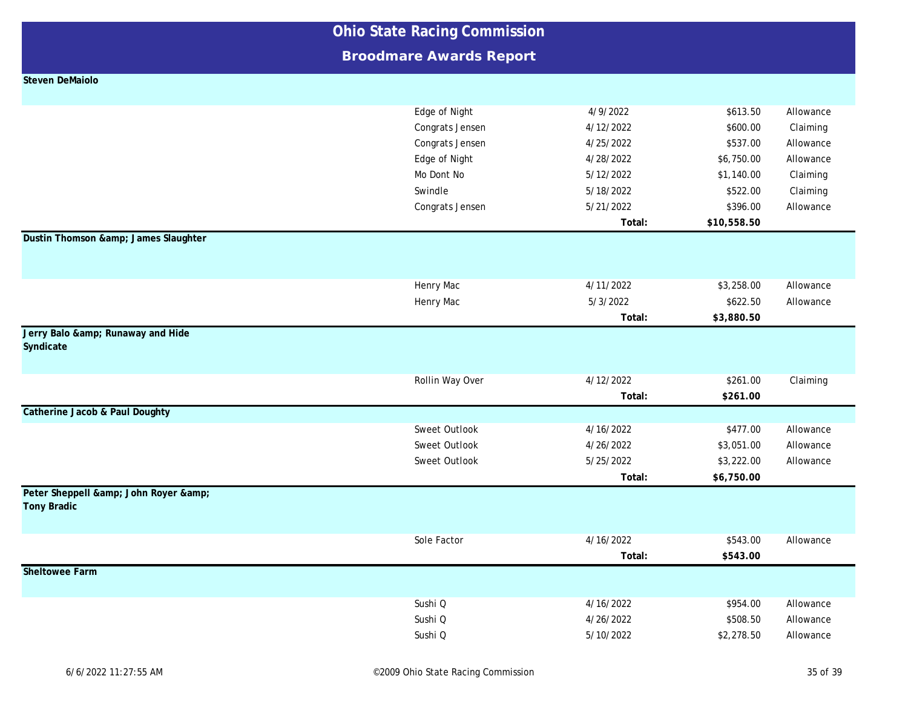# Ohio State Racing Commission

## Broodmare Awards Report

**Steven DeMaiolo**

| Horse | Date | Amount | Type |
|---|---|---|---|
| Edge of Night | 4/9/2022 | $613.50 | Allowance |
| Congrats Jensen | 4/12/2022 | $600.00 | Claiming |
| Congrats Jensen | 4/25/2022 | $537.00 | Allowance |
| Edge of Night | 4/28/2022 | $6,750.00 | Allowance |
| Mo Dont No | 5/12/2022 | $1,140.00 | Claiming |
| Swindle | 5/18/2022 | $522.00 | Claiming |
| Congrats Jensen | 5/21/2022 | $396.00 | Allowance |
| | **Total:** | **$10,558.50** | |

**Dustin Thomson &amp; James Slaughter**

| Horse | Date | Amount | Type |
|---|---|---|---|
| Henry Mac | 4/11/2022 | $3,258.00 | Allowance |
| Henry Mac | 5/3/2022 | $622.50 | Allowance |
| | **Total:** | **$3,880.50** | |

**Jerry Balo &amp; Runaway and Hide Syndicate**

| Horse | Date | Amount | Type |
|---|---|---|---|
| Rollin Way Over | 4/12/2022 | $261.00 | Claiming |
| | **Total:** | **$261.00** | |

**Catherine Jacob & Paul Doughty**

| Horse | Date | Amount | Type |
|---|---|---|---|
| Sweet Outlook | 4/16/2022 | $477.00 | Allowance |
| Sweet Outlook | 4/26/2022 | $3,051.00 | Allowance |
| Sweet Outlook | 5/25/2022 | $3,222.00 | Allowance |
| | **Total:** | **$6,750.00** | |

**Peter Sheppell &amp; John Royer &amp; Tony Bradic**

| Horse | Date | Amount | Type |
|---|---|---|---|
| Sole Factor | 4/16/2022 | $543.00 | Allowance |
| | **Total:** | **$543.00** | |

**Sheltowee Farm**

| Horse | Date | Amount | Type |
|---|---|---|---|
| Sushi Q | 4/16/2022 | $954.00 | Allowance |
| Sushi Q | 4/26/2022 | $508.50 | Allowance |
| Sushi Q | 5/10/2022 | $2,278.50 | Allowance |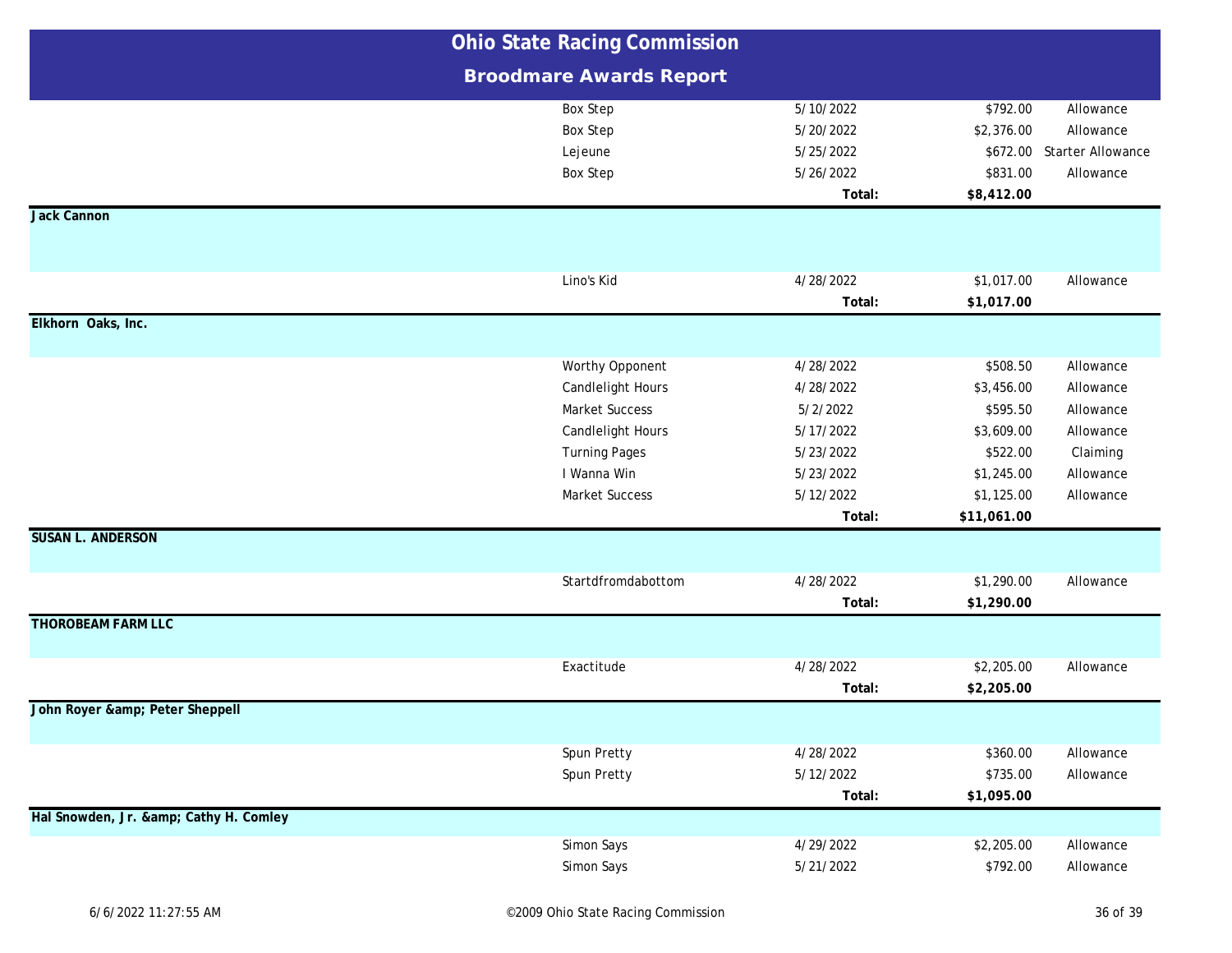# Ohio State Racing Commission

## Broodmare Awards Report

| | Horse | Date | Amount | Race Type |
|---|---|---|---|---|
| | Box Step | 5/10/2022 | $792.00 | Allowance |
| | Box Step | 5/20/2022 | $2,376.00 | Allowance |
| | Lejeune | 5/25/2022 | $672.00 | Starter Allowance |
| | Box Step | 5/26/2022 | $831.00 | Allowance |
| | | **Total:** | **$8,412.00** | |
| **Jack Cannon** | | | | |
| | Lino's Kid | 4/28/2022 | $1,017.00 | Allowance |
| | | **Total:** | **$1,017.00** | |
| **Elkhorn Oaks, Inc.** | | | | |
| | Worthy Opponent | 4/28/2022 | $508.50 | Allowance |
| | Candlelight Hours | 4/28/2022 | $3,456.00 | Allowance |
| | Market Success | 5/2/2022 | $595.50 | Allowance |
| | Candlelight Hours | 5/17/2022 | $3,609.00 | Allowance |
| | Turning Pages | 5/23/2022 | $522.00 | Claiming |
| | I Wanna Win | 5/23/2022 | $1,245.00 | Allowance |
| | Market Success | 5/12/2022 | $1,125.00 | Allowance |
| | | **Total:** | **$11,061.00** | |
| **SUSAN L. ANDERSON** | | | | |
| | Startdfromdabottom | 4/28/2022 | $1,290.00 | Allowance |
| | | **Total:** | **$1,290.00** | |
| **THOROBEAM FARM LLC** | | | | |
| | Exactitude | 4/28/2022 | $2,205.00 | Allowance |
| | | **Total:** | **$2,205.00** | |
| **John Royer &amp; Peter Sheppell** | | | | |
| | Spun Pretty | 4/28/2022 | $360.00 | Allowance |
| | Spun Pretty | 5/12/2022 | $735.00 | Allowance |
| | | **Total:** | **$1,095.00** | |
| **Hal Snowden, Jr. &amp; Cathy H. Comley** | | | | |
| | Simon Says | 4/29/2022 | $2,205.00 | Allowance |
| | Simon Says | 5/21/2022 | $792.00 | Allowance |

6/6/2022 11:27:55 AM

©2009 Ohio State Racing Commission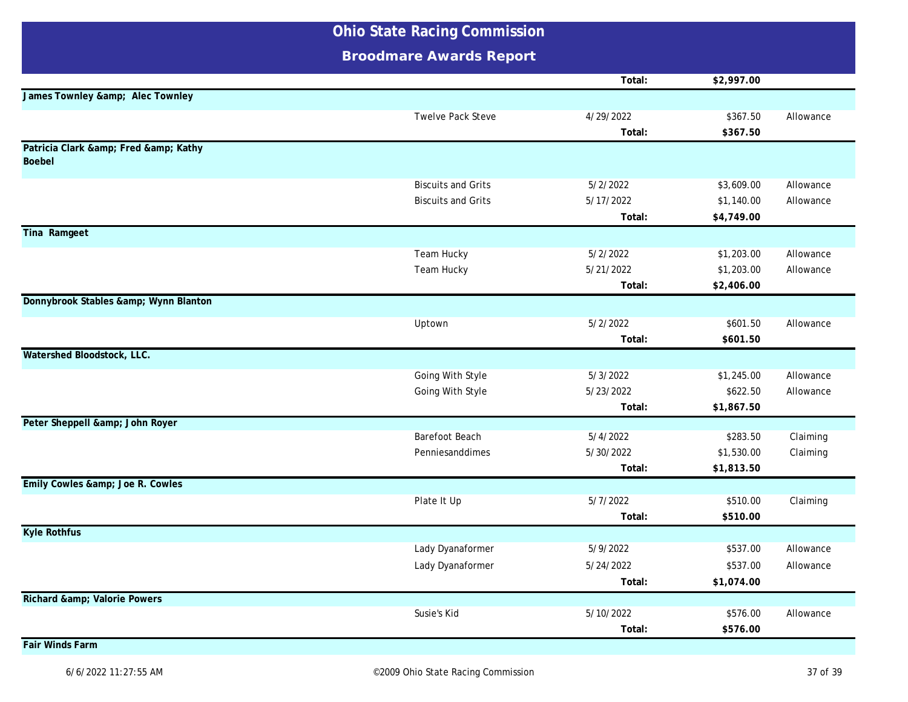# Ohio State Racing Commission

## Broodmare Awards Report

| Owner | Horse | Date | Amount | Type |
|---|---|---|---|---|
| | | Total: | **$2,997.00** | |
| **James Townley &amp; Alec Townley** | | | | |
| | Twelve Pack Steve | 4/29/2022 | $367.50 | Allowance |
| | | Total: | **$367.50** | |
| **Patricia Clark &amp; Fred &amp; Kathy Boebel** | | | | |
| | Biscuits and Grits | 5/2/2022 | $3,609.00 | Allowance |
| | Biscuits and Grits | 5/17/2022 | $1,140.00 | Allowance |
| | | Total: | **$4,749.00** | |
| **Tina Ramgeet** | | | | |
| | Team Hucky | 5/2/2022 | $1,203.00 | Allowance |
| | Team Hucky | 5/21/2022 | $1,203.00 | Allowance |
| | | Total: | **$2,406.00** | |
| **Donnybrook Stables &amp; Wynn Blanton** | | | | |
| | Uptown | 5/2/2022 | $601.50 | Allowance |
| | | Total: | **$601.50** | |
| **Watershed Bloodstock, LLC.** | | | | |
| | Going With Style | 5/3/2022 | $1,245.00 | Allowance |
| | Going With Style | 5/23/2022 | $622.50 | Allowance |
| | | Total: | **$1,867.50** | |
| **Peter Sheppell &amp; John Royer** | | | | |
| | Barefoot Beach | 5/4/2022 | $283.50 | Claiming |
| | Penniesanddimes | 5/30/2022 | $1,530.00 | Claiming |
| | | Total: | **$1,813.50** | |
| **Emily Cowles &amp; Joe R. Cowles** | | | | |
| | Plate It Up | 5/7/2022 | $510.00 | Claiming |
| | | Total: | **$510.00** | |
| **Kyle Rothfus** | | | | |
| | Lady Dyanaformer | 5/9/2022 | $537.00 | Allowance |
| | Lady Dyanaformer | 5/24/2022 | $537.00 | Allowance |
| | | Total: | **$1,074.00** | |
| **Richard &amp; Valorie Powers** | | | | |
| | Susie's Kid | 5/10/2022 | $576.00 | Allowance |
| | | Total: | **$576.00** | |
| **Fair Winds Farm** | | | | |

6/6/2022 11:27:55 AM ©2009 Ohio State Racing Commission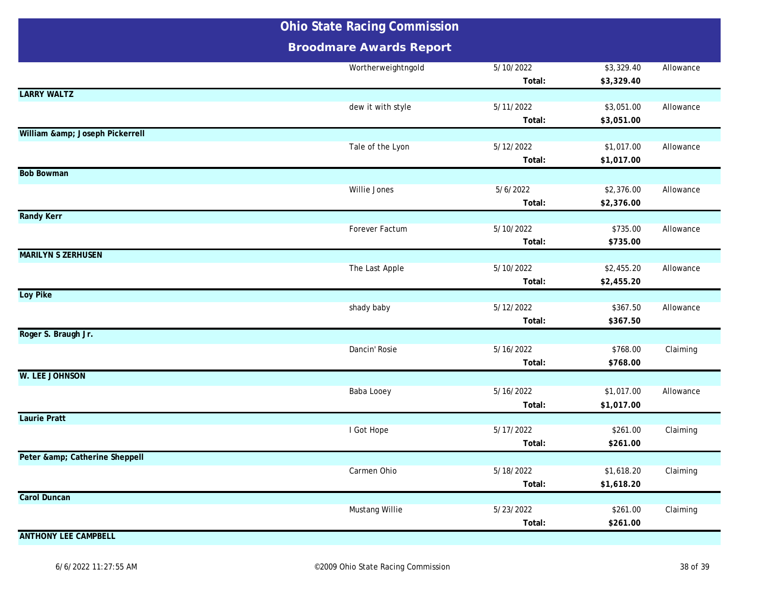# Ohio State Racing Commission

## Broodmare Awards Report

| Owner | Horse | Date | Amount | Type |
|---|---|---|---|---|
| | Wortherweightngold | 5/10/2022 | $3,329.40 | Allowance |
| | | **Total:** | **$3,329.40** | |
| **LARRY WALTZ** | | | | |
| | dew it with style | 5/11/2022 | $3,051.00 | Allowance |
| | | **Total:** | **$3,051.00** | |
| **William &amp; Joseph Pickerrell** | | | | |
| | Tale of the Lyon | 5/12/2022 | $1,017.00 | Allowance |
| | | **Total:** | **$1,017.00** | |
| **Bob Bowman** | | | | |
| | Willie Jones | 5/6/2022 | $2,376.00 | Allowance |
| | | **Total:** | **$2,376.00** | |
| **Randy Kerr** | | | | |
| | Forever Factum | 5/10/2022 | $735.00 | Allowance |
| | | **Total:** | **$735.00** | |
| **MARILYN S ZERHUSEN** | | | | |
| | The Last Apple | 5/10/2022 | $2,455.20 | Allowance |
| | | **Total:** | **$2,455.20** | |
| **Loy Pike** | | | | |
| | shady baby | 5/12/2022 | $367.50 | Allowance |
| | | **Total:** | **$367.50** | |
| **Roger S. Braugh Jr.** | | | | |
| | Dancin' Rosie | 5/16/2022 | $768.00 | Claiming |
| | | **Total:** | **$768.00** | |
| **W. LEE JOHNSON** | | | | |
| | Baba Looey | 5/16/2022 | $1,017.00 | Allowance |
| | | **Total:** | **$1,017.00** | |
| **Laurie Pratt** | | | | |
| | I Got Hope | 5/17/2022 | $261.00 | Claiming |
| | | **Total:** | **$261.00** | |
| **Peter &amp; Catherine Sheppell** | | | | |
| | Carmen Ohio | 5/18/2022 | $1,618.20 | Claiming |
| | | **Total:** | **$1,618.20** | |
| **Carol Duncan** | | | | |
| | Mustang Willie | 5/23/2022 | $261.00 | Claiming |
| | | **Total:** | **$261.00** | |
| **ANTHONY LEE CAMPBELL** | | | | |

6/6/2022 11:27:55 AM

©2009 Ohio State Racing Commission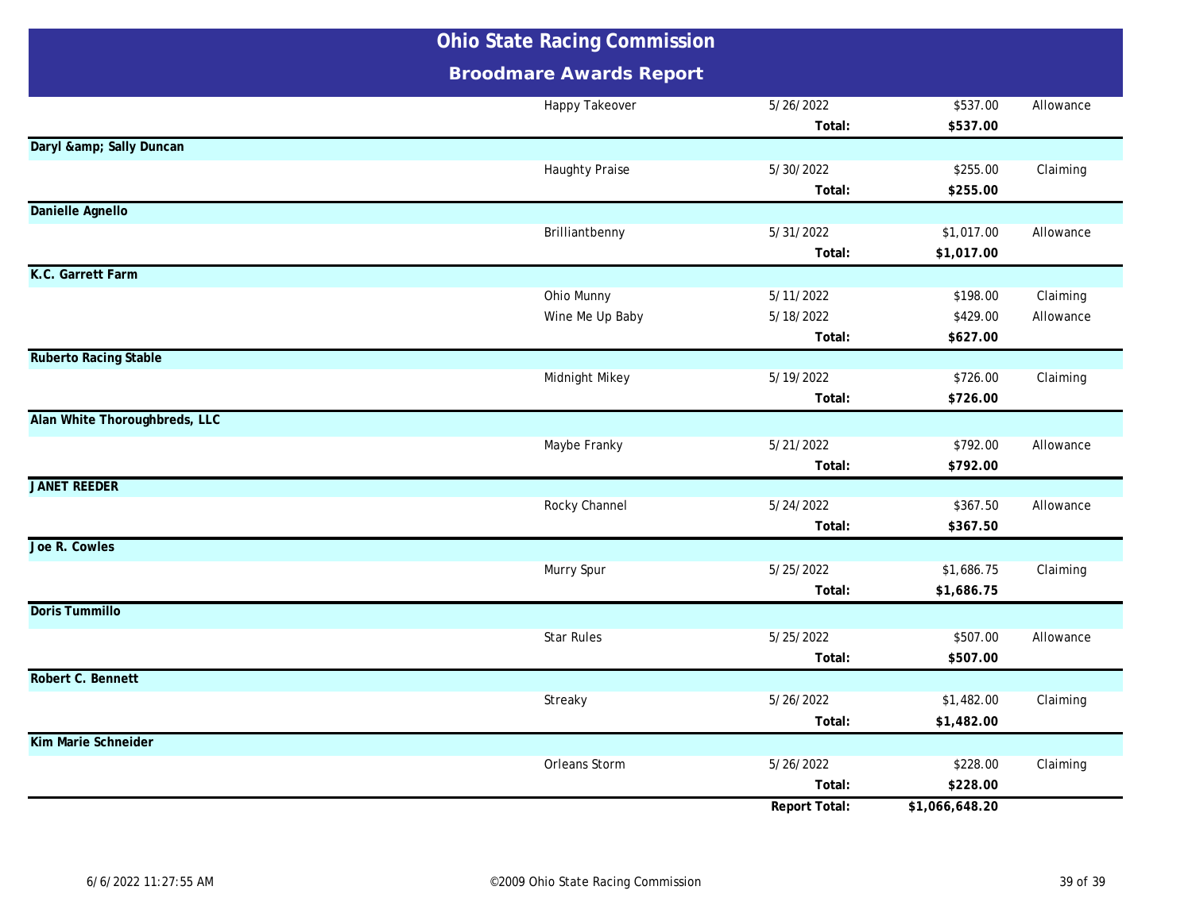# Ohio State Racing Commission

## Broodmare Awards Report

| | | | | |
|---|---|---|---|---|
| | Happy Takeover | 5/26/2022 | $537.00 | Allowance |
| | | Total: | **$537.00** | |
| **Daryl &amp; Sally Duncan** | | | | |
| | Haughty Praise | 5/30/2022 | $255.00 | Claiming |
| | | Total: | **$255.00** | |
| **Danielle Agnello** | | | | |
| | Brilliantbenny | 5/31/2022 | $1,017.00 | Allowance |
| | | Total: | **$1,017.00** | |
| **K.C. Garrett Farm** | | | | |
| | Ohio Munny | 5/11/2022 | $198.00 | Claiming |
| | Wine Me Up Baby | 5/18/2022 | $429.00 | Allowance |
| | | Total: | **$627.00** | |
| **Ruberto Racing Stable** | | | | |
| | Midnight Mikey | 5/19/2022 | $726.00 | Claiming |
| | | Total: | **$726.00** | |
| **Alan White Thoroughbreds, LLC** | | | | |
| | Maybe Franky | 5/21/2022 | $792.00 | Allowance |
| | | Total: | **$792.00** | |
| **JANET REEDER** | | | | |
| | Rocky Channel | 5/24/2022 | $367.50 | Allowance |
| | | Total: | **$367.50** | |
| **Joe R. Cowles** | | | | |
| | Murry Spur | 5/25/2022 | $1,686.75 | Claiming |
| | | Total: | **$1,686.75** | |
| **Doris Tummillo** | | | | |
| | Star Rules | 5/25/2022 | $507.00 | Allowance |
| | | Total: | **$507.00** | |
| **Robert C. Bennett** | | | | |
| | Streaky | 5/26/2022 | $1,482.00 | Claiming |
| | | Total: | **$1,482.00** | |
| **Kim Marie Schneider** | | | | |
| | Orleans Storm | 5/26/2022 | $228.00 | Claiming |
| | | Total: | **$228.00** | |
| | | **Report Total:** | **$1,066,648.20** | |

6/6/2022 11:27:55 AM

©2009 Ohio State Racing Commission